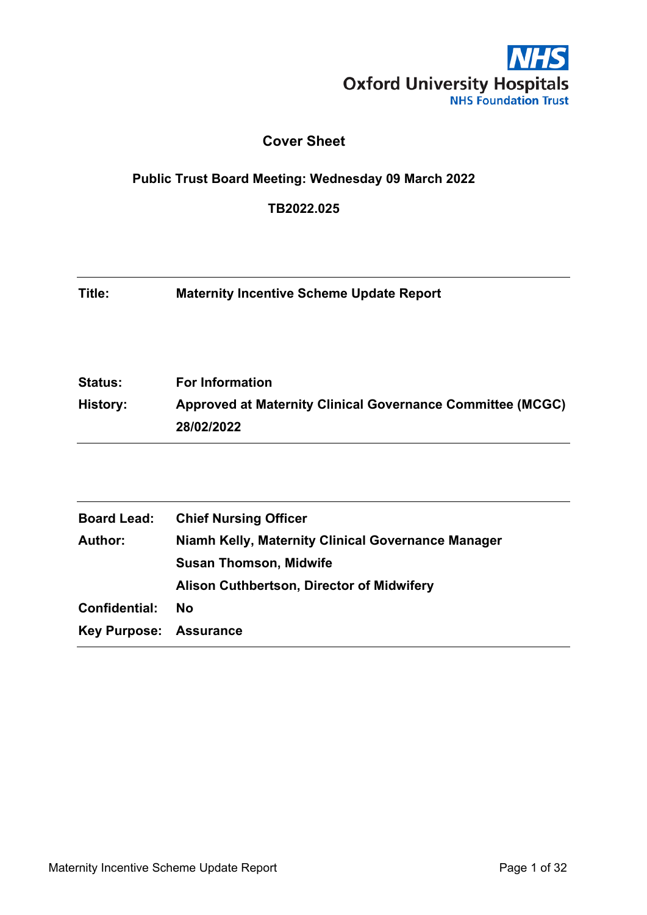Oxford University Hospitals
NHS Foundation Trust

## Cover Sheet

**Public Trust Board Meeting: Wednesday 09 March 2022**

**TB2022.025**

| | |
|---|---|
| **Title:** | **Maternity Incentive Scheme Update Report** |
| **Status:** | **For Information** |
| **History:** | **Approved at Maternity Clinical Governance Committee (MCGC) 28/02/2022** |

| | |
|---|---|
| **Board Lead:** | **Chief Nursing Officer** |
| **Author:** | **Niamh Kelly, Maternity Clinical Governance Manager**<br>**Susan Thomson, Midwife**<br>**Alison Cuthbertson, Director of Midwifery** |
| **Confidential:** | **No** |
| **Key Purpose:** | **Assurance** |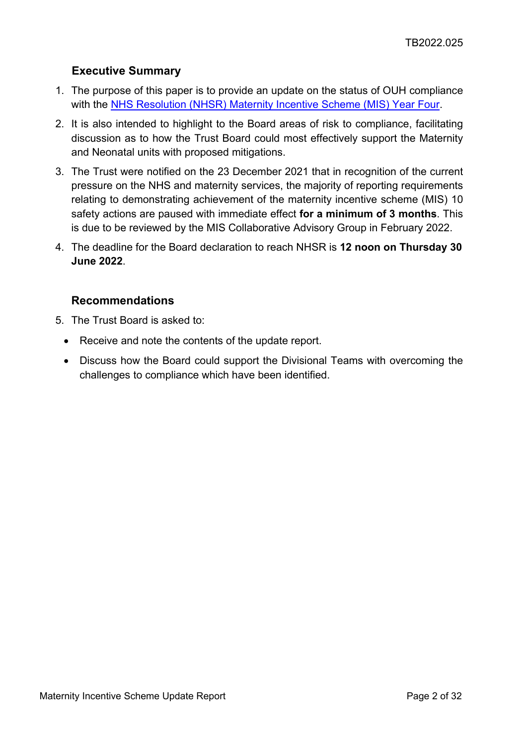## Executive Summary

1. The purpose of this paper is to provide an update on the status of OUH compliance with the NHS Resolution (NHSR) Maternity Incentive Scheme (MIS) Year Four.
2. It is also intended to highlight to the Board areas of risk to compliance, facilitating discussion as to how the Trust Board could most effectively support the Maternity and Neonatal units with proposed mitigations.
3. The Trust were notified on the 23 December 2021 that in recognition of the current pressure on the NHS and maternity services, the majority of reporting requirements relating to demonstrating achievement of the maternity incentive scheme (MIS) 10 safety actions are paused with immediate effect **for a minimum of 3 months**. This is due to be reviewed by the MIS Collaborative Advisory Group in February 2022.
4. The deadline for the Board declaration to reach NHSR is **12 noon on Thursday 30 June 2022**.

## Recommendations

5. The Trust Board is asked to:
   - Receive and note the contents of the update report.
   - Discuss how the Board could support the Divisional Teams with overcoming the challenges to compliance which have been identified.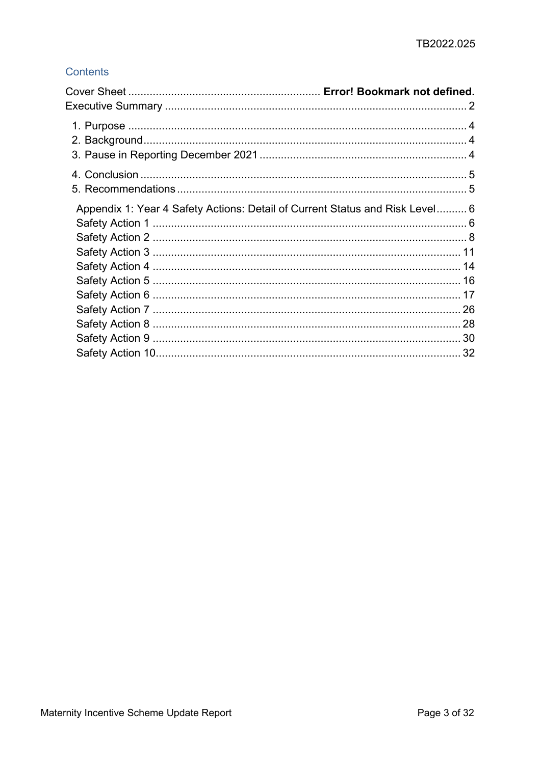## Contents

Cover Sheet .............................................................. **Error! Bookmark not defined.**
Executive Summary ................................................................................................ 2

1. Purpose ............................................................................................................ 4
2. Background ....................................................................................................... 4
3. Pause in Reporting December 2021 .................................................................. 4
4. Conclusion ......................................................................................................... 5
5. Recommendations ............................................................................................. 5

Appendix 1: Year 4 Safety Actions: Detail of Current Status and Risk Level .......... 6
Safety Action 1 ....................................................................................................... 6
Safety Action 2 ....................................................................................................... 8
Safety Action 3 ..................................................................................................... 11
Safety Action 4 ..................................................................................................... 14
Safety Action 5 ..................................................................................................... 16
Safety Action 6 ..................................................................................................... 17
Safety Action 7 ..................................................................................................... 26
Safety Action 8 ..................................................................................................... 28
Safety Action 9 ..................................................................................................... 30
Safety Action 10 ................................................................................................... 32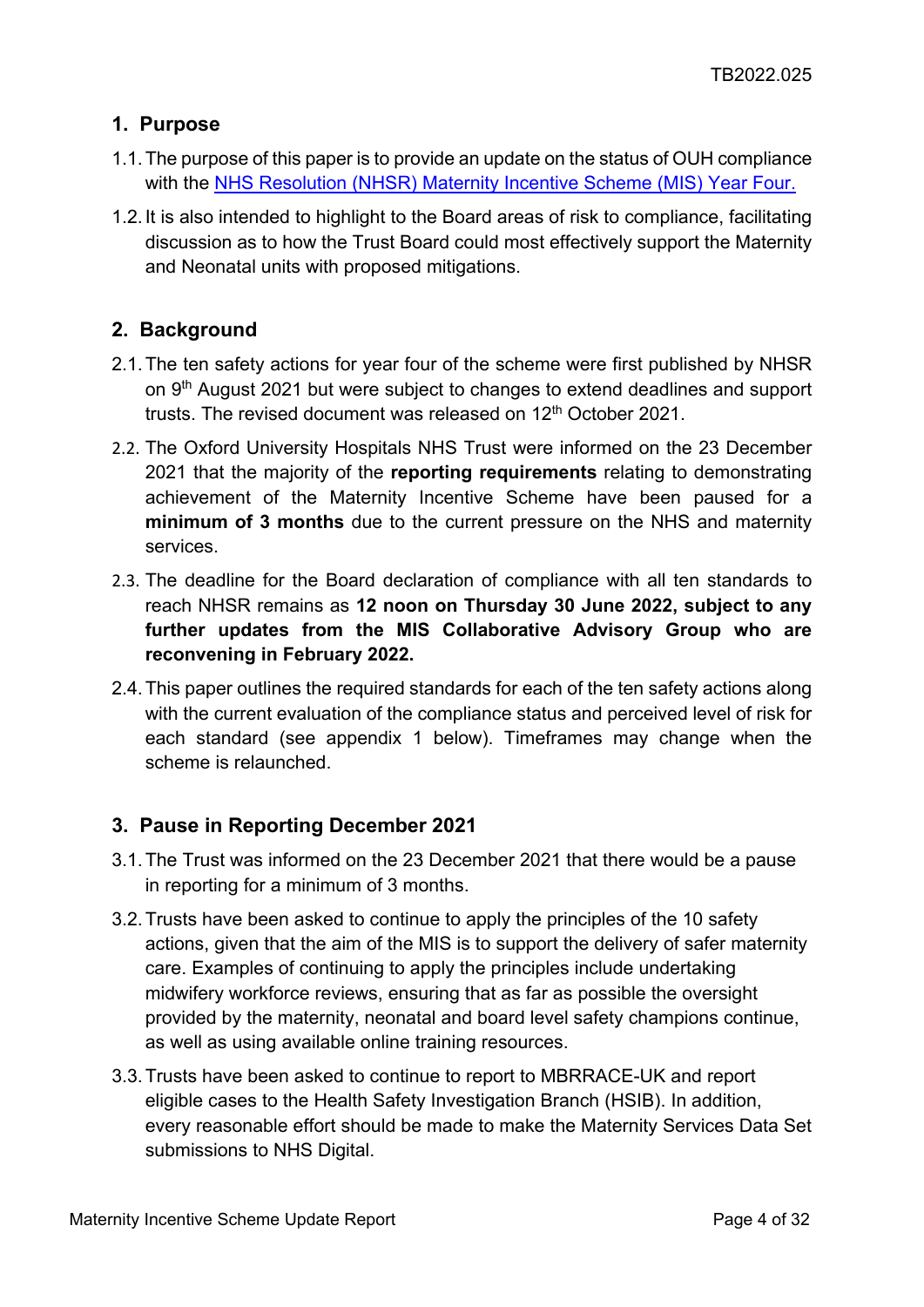## 1. Purpose

1.1. The purpose of this paper is to provide an update on the status of OUH compliance with the [NHS Resolution (NHSR) Maternity Incentive Scheme (MIS) Year Four.](#)

1.2. It is also intended to highlight to the Board areas of risk to compliance, facilitating discussion as to how the Trust Board could most effectively support the Maternity and Neonatal units with proposed mitigations.

## 2. Background

2.1. The ten safety actions for year four of the scheme were first published by NHSR on 9th August 2021 but were subject to changes to extend deadlines and support trusts. The revised document was released on 12th October 2021.

2.2. The Oxford University Hospitals NHS Trust were informed on the 23 December 2021 that the majority of the **reporting requirements** relating to demonstrating achievement of the Maternity Incentive Scheme have been paused for a **minimum of 3 months** due to the current pressure on the NHS and maternity services.

2.3. The deadline for the Board declaration of compliance with all ten standards to reach NHSR remains as **12 noon on Thursday 30 June 2022, subject to any further updates from the MIS Collaborative Advisory Group who are reconvening in February 2022.**

2.4. This paper outlines the required standards for each of the ten safety actions along with the current evaluation of the compliance status and perceived level of risk for each standard (see appendix 1 below). Timeframes may change when the scheme is relaunched.

## 3. Pause in Reporting December 2021

3.1. The Trust was informed on the 23 December 2021 that there would be a pause in reporting for a minimum of 3 months.

3.2. Trusts have been asked to continue to apply the principles of the 10 safety actions, given that the aim of the MIS is to support the delivery of safer maternity care. Examples of continuing to apply the principles include undertaking midwifery workforce reviews, ensuring that as far as possible the oversight provided by the maternity, neonatal and board level safety champions continue, as well as using available online training resources.

3.3. Trusts have been asked to continue to report to MBRRACE-UK and report eligible cases to the Health Safety Investigation Branch (HSIB). In addition, every reasonable effort should be made to make the Maternity Services Data Set submissions to NHS Digital.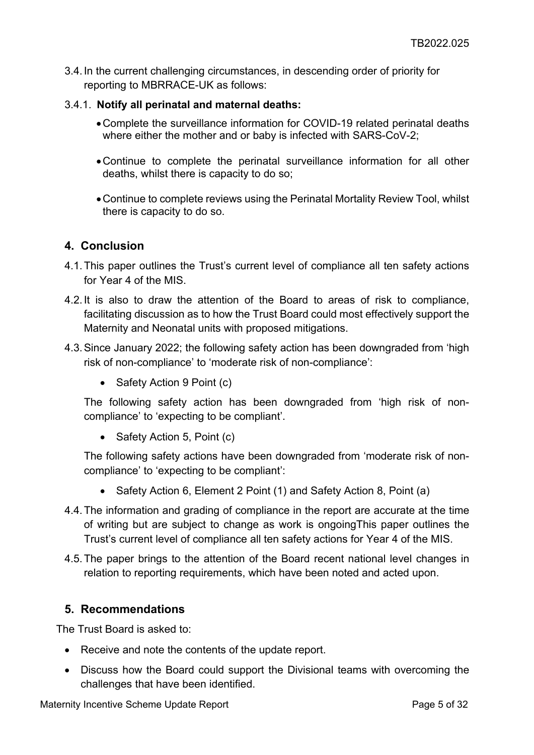3.4. In the current challenging circumstances, in descending order of priority for reporting to MBRRACE-UK as follows:

3.4.1. **Notify all perinatal and maternal deaths:**

- Complete the surveillance information for COVID-19 related perinatal deaths where either the mother and or baby is infected with SARS-CoV-2;
- Continue to complete the perinatal surveillance information for all other deaths, whilst there is capacity to do so;
- Continue to complete reviews using the Perinatal Mortality Review Tool, whilst there is capacity to do so.

## 4. Conclusion

4.1. This paper outlines the Trust's current level of compliance all ten safety actions for Year 4 of the MIS.

4.2. It is also to draw the attention of the Board to areas of risk to compliance, facilitating discussion as to how the Trust Board could most effectively support the Maternity and Neonatal units with proposed mitigations.

4.3. Since January 2022; the following safety action has been downgraded from 'high risk of non-compliance' to 'moderate risk of non-compliance':

- Safety Action 9 Point (c)

The following safety action has been downgraded from 'high risk of non-compliance' to 'expecting to be compliant'.

- Safety Action 5, Point (c)

The following safety actions have been downgraded from 'moderate risk of non-compliance' to 'expecting to be compliant':

- Safety Action 6, Element 2 Point (1) and Safety Action 8, Point (a)

4.4. The information and grading of compliance in the report are accurate at the time of writing but are subject to change as work is ongoingThis paper outlines the Trust's current level of compliance all ten safety actions for Year 4 of the MIS.

4.5. The paper brings to the attention of the Board recent national level changes in relation to reporting requirements, which have been noted and acted upon.

## 5. Recommendations

The Trust Board is asked to:

- Receive and note the contents of the update report.
- Discuss how the Board could support the Divisional teams with overcoming the challenges that have been identified.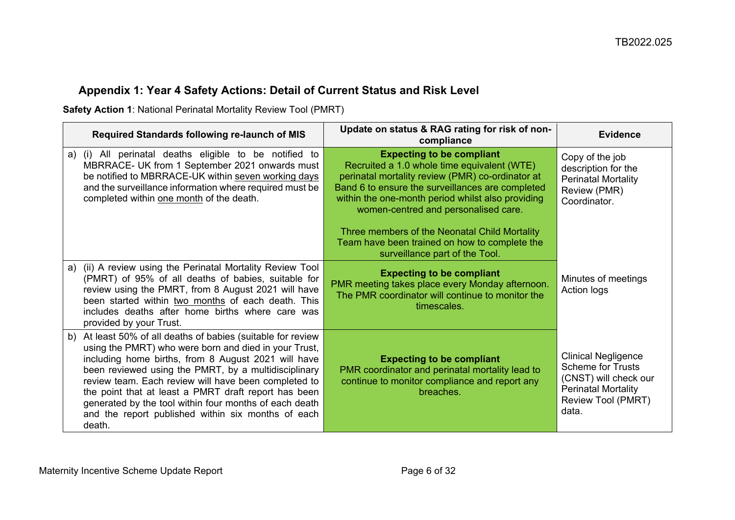## Appendix 1: Year 4 Safety Actions: Detail of Current Status and Risk Level

**Safety Action 1**: National Perinatal Mortality Review Tool (PMRT)

| Required Standards following re-launch of MIS | Update on status & RAG rating for risk of non-compliance | Evidence |
|---|---|---|
| a) (i) All perinatal deaths eligible to be notified to MBRRACE- UK from 1 September 2021 onwards must be notified to MBRRACE-UK within seven working days and the surveillance information where required must be completed within one month of the death. | **Expecting to be compliant** Recruited a 1.0 whole time equivalent (WTE) perinatal mortality review (PMR) co-ordinator at Band 6 to ensure the surveillances are completed within the one-month period whilst also providing women-centred and personalised care. <br><br> Three members of the Neonatal Child Mortality Team have been trained on how to complete the surveillance part of the Tool. | Copy of the job description for the Perinatal Mortality Review (PMR) Coordinator. |
| a) (ii) A review using the Perinatal Mortality Review Tool (PMRT) of 95% of all deaths of babies, suitable for review using the PMRT, from 8 August 2021 will have been started within two months of each death. This includes deaths after home births where care was provided by your Trust. | **Expecting to be compliant** PMR meeting takes place every Monday afternoon. The PMR coordinator will continue to monitor the timescales. | Minutes of meetings Action logs |
| b) At least 50% of all deaths of babies (suitable for review using the PMRT) who were born and died in your Trust, including home births, from 8 August 2021 will have been reviewed using the PMRT, by a multidisciplinary review team. Each review will have been completed to the point that at least a PMRT draft report has been generated by the tool within four months of each death and the report published within six months of each death. | **Expecting to be compliant** PMR coordinator and perinatal mortality lead to continue to monitor compliance and report any breaches. | Clinical Negligence Scheme for Trusts (CNST) will check our Perinatal Mortality Review Tool (PMRT) data. |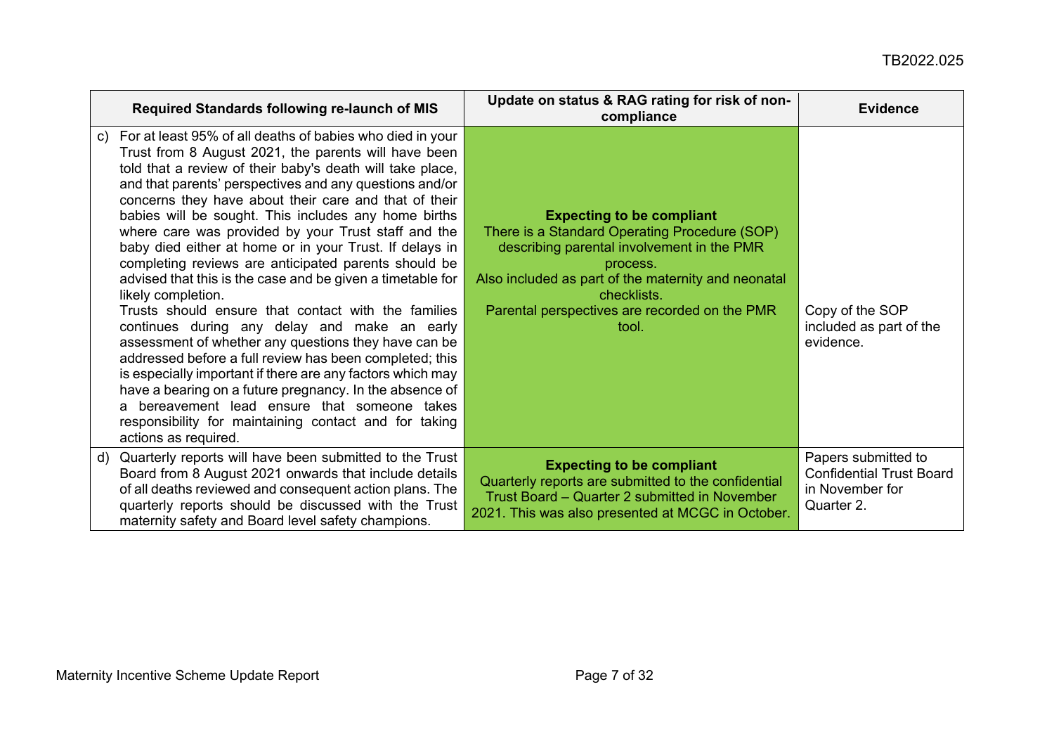| Required Standards following re-launch of MIS | Update on status & RAG rating for risk of non-compliance | Evidence |
| --- | --- | --- |
| c) For at least 95% of all deaths of babies who died in your Trust from 8 August 2021, the parents will have been told that a review of their baby's death will take place, and that parents' perspectives and any questions and/or concerns they have about their care and that of their babies will be sought. This includes any home births where care was provided by your Trust staff and the baby died either at home or in your Trust. If delays in completing reviews are anticipated parents should be advised that this is the case and be given a timetable for likely completion.<br>Trusts should ensure that contact with the families continues during any delay and make an early assessment of whether any questions they have can be addressed before a full review has been completed; this is especially important if there are any factors which may have a bearing on a future pregnancy. In the absence of a bereavement lead ensure that someone takes responsibility for maintaining contact and for taking actions as required. | **Expecting to be compliant**<br>There is a Standard Operating Procedure (SOP) describing parental involvement in the PMR process.<br>Also included as part of the maternity and neonatal checklists.<br>Parental perspectives are recorded on the PMR tool. | Copy of the SOP included as part of the evidence. |
| d) Quarterly reports will have been submitted to the Trust Board from 8 August 2021 onwards that include details of all deaths reviewed and consequent action plans. The quarterly reports should be discussed with the Trust maternity safety and Board level safety champions. | **Expecting to be compliant**<br>Quarterly reports are submitted to the confidential Trust Board – Quarter 2 submitted in November 2021. This was also presented at MCGC in October. | Papers submitted to Confidential Trust Board in November for Quarter 2. |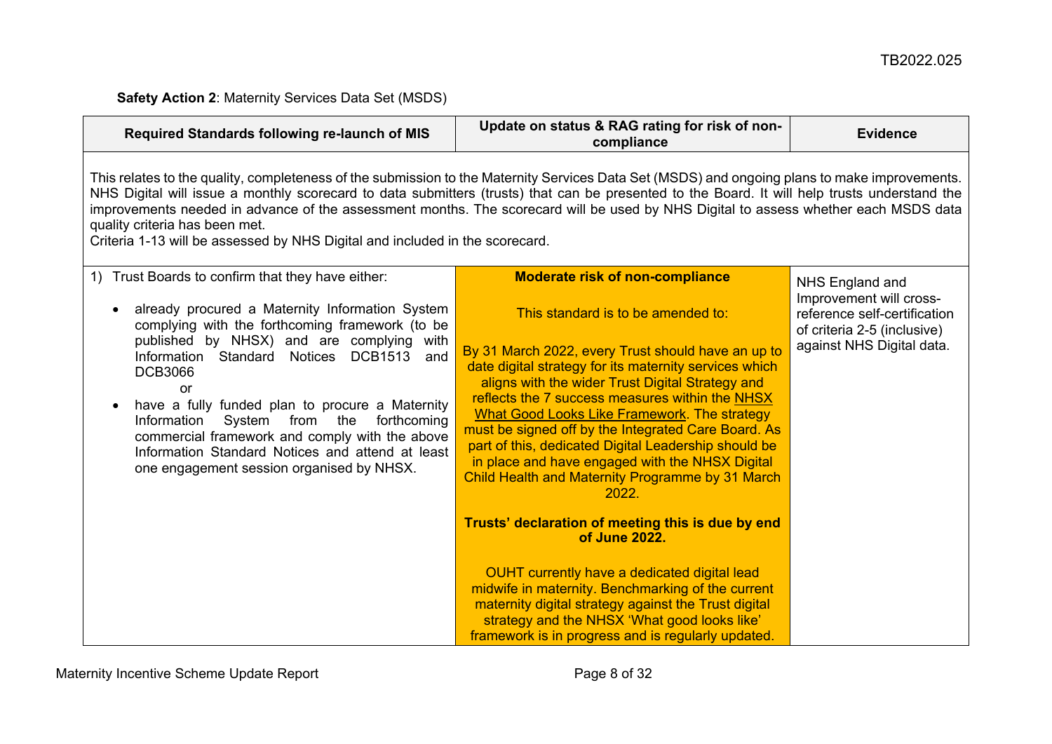**Safety Action 2**: Maternity Services Data Set (MSDS)

| Required Standards following re-launch of MIS | Update on status & RAG rating for risk of non-compliance | Evidence |
|---|---|---|
| This relates to the quality, completeness of the submission to the Maternity Services Data Set (MSDS) and ongoing plans to make improvements. NHS Digital will issue a monthly scorecard to data submitters (trusts) that can be presented to the Board. It will help trusts understand the improvements needed in advance of the assessment months. The scorecard will be used by NHS Digital to assess whether each MSDS data quality criteria has been met.<br>Criteria 1-13 will be assessed by NHS Digital and included in the scorecard. | | |
| 1) Trust Boards to confirm that they have either:<br>• already procured a Maternity Information System complying with the forthcoming framework (to be published by NHSX) and are complying with Information Standard Notices DCB1513 and DCB3066<br>or<br>• have a fully funded plan to procure a Maternity Information System from the forthcoming commercial framework and comply with the above Information Standard Notices and attend at least one engagement session organised by NHSX. | **Moderate risk of non-compliance**<br><br>This standard is to be amended to:<br><br>By 31 March 2022, every Trust should have an up to date digital strategy for its maternity services which aligns with the wider Trust Digital Strategy and reflects the 7 success measures within the NHSX What Good Looks Like Framework. The strategy must be signed off by the Integrated Care Board. As part of this, dedicated Digital Leadership should be in place and have engaged with the NHSX Digital Child Health and Maternity Programme by 31 March 2022.<br><br>**Trusts' declaration of meeting this is due by end of June 2022.**<br><br>OUHT currently have a dedicated digital lead midwife in maternity. Benchmarking of the current maternity digital strategy against the Trust digital strategy and the NHSX 'What good looks like' framework is in progress and is regularly updated. | NHS England and Improvement will cross-reference self-certification of criteria 2-5 (inclusive) against NHS Digital data. |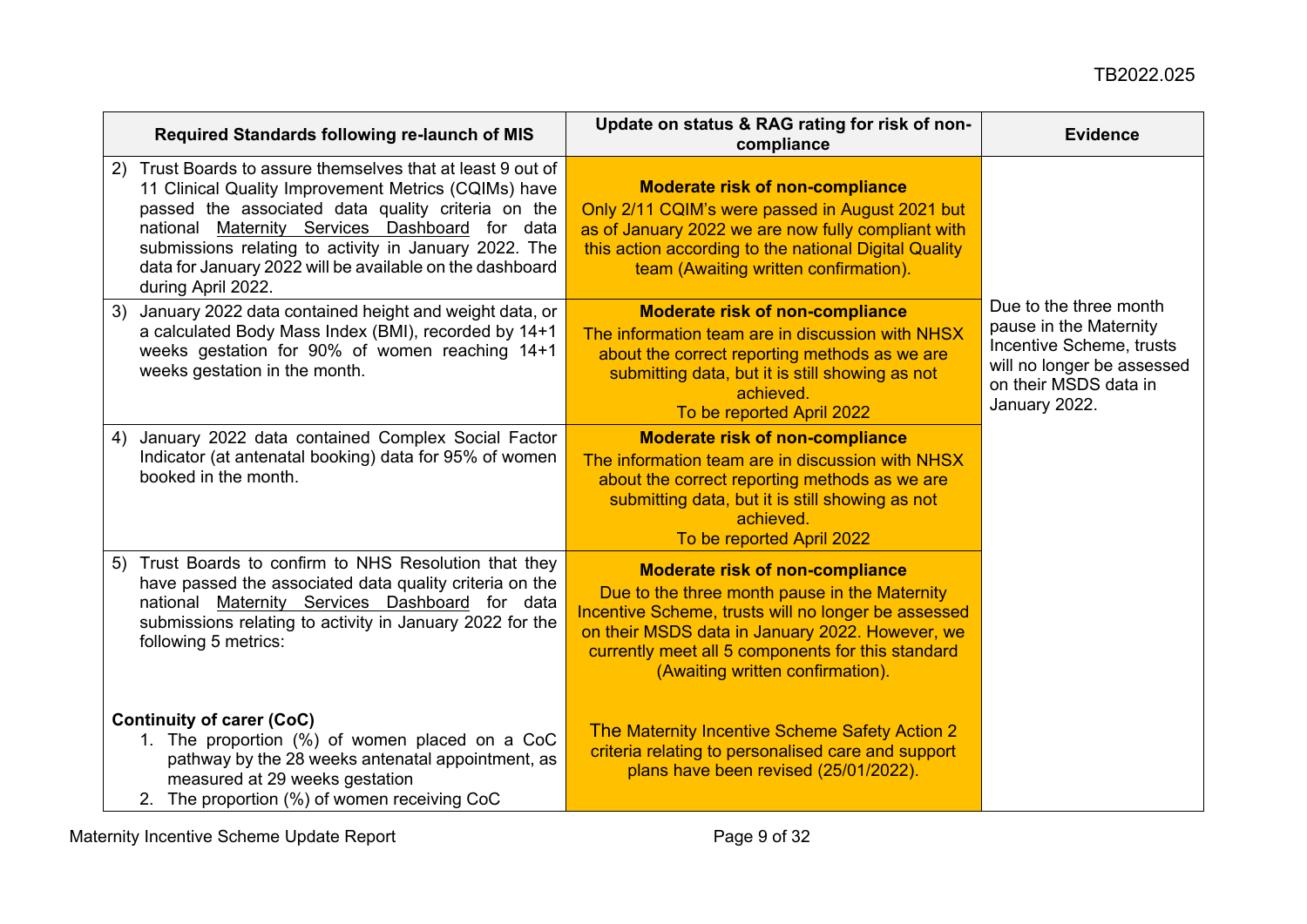| Required Standards following re-launch of MIS | Update on status & RAG rating for risk of non-compliance | Evidence |
|---|---|---|
| 2) Trust Boards to assure themselves that at least 9 out of 11 Clinical Quality Improvement Metrics (CQIMs) have passed the associated data quality criteria on the national Maternity Services Dashboard for data submissions relating to activity in January 2022. The data for January 2022 will be available on the dashboard during April 2022. | **Moderate risk of non-compliance**<br>Only 2/11 CQIM's were passed in August 2021 but as of January 2022 we are now fully compliant with this action according to the national Digital Quality team (Awaiting written confirmation). | Due to the three month pause in the Maternity Incentive Scheme, trusts will no longer be assessed on their MSDS data in January 2022. |
| 3) January 2022 data contained height and weight data, or a calculated Body Mass Index (BMI), recorded by 14+1 weeks gestation for 90% of women reaching 14+1 weeks gestation in the month. | **Moderate risk of non-compliance**<br>The information team are in discussion with NHSX about the correct reporting methods as we are submitting data, but it is still showing as not achieved.<br>To be reported April 2022 | |
| 4) January 2022 data contained Complex Social Factor Indicator (at antenatal booking) data for 95% of women booked in the month. | **Moderate risk of non-compliance**<br>The information team are in discussion with NHSX about the correct reporting methods as we are submitting data, but it is still showing as not achieved.<br>To be reported April 2022 | |
| 5) Trust Boards to confirm to NHS Resolution that they have passed the associated data quality criteria on the national Maternity Services Dashboard for data submissions relating to activity in January 2022 for the following 5 metrics:<br><br>**Continuity of carer (CoC)**<br>1. The proportion (%) of women placed on a CoC pathway by the 28 weeks antenatal appointment, as measured at 29 weeks gestation<br>2. The proportion (%) of women receiving CoC | **Moderate risk of non-compliance**<br>Due to the three month pause in the Maternity Incentive Scheme, trusts will no longer be assessed on their MSDS data in January 2022. However, we currently meet all 5 components for this standard (Awaiting written confirmation).<br><br>The Maternity Incentive Scheme Safety Action 2 criteria relating to personalised care and support plans have been revised (25/01/2022). | |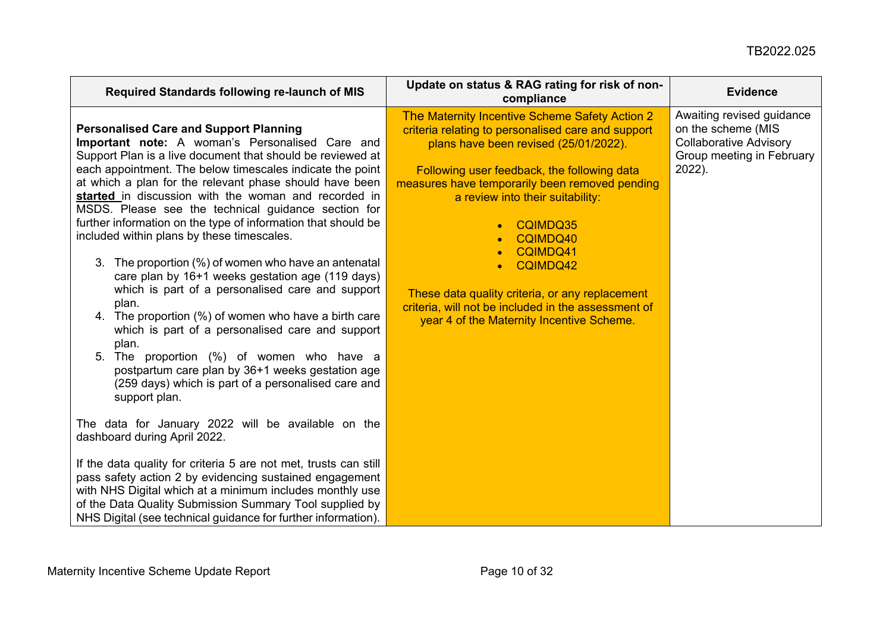| Required Standards following re-launch of MIS | Update on status & RAG rating for risk of non-compliance | Evidence |
|---|---|---|
| **Personalised Care and Support Planning**<br>**Important note:** A woman's Personalised Care and Support Plan is a live document that should be reviewed at each appointment. The below timescales indicate the point at which a plan for the relevant phase should have been **started** in discussion with the woman and recorded in MSDS. Please see the technical guidance section for further information on the type of information that should be included within plans by these timescales.<br><br>3. The proportion (%) of women who have an antenatal care plan by 16+1 weeks gestation age (119 days) which is part of a personalised care and support plan.<br>4. The proportion (%) of women who have a birth care which is part of a personalised care and support plan.<br>5. The proportion (%) of women who have a postpartum care plan by 36+1 weeks gestation age (259 days) which is part of a personalised care and support plan.<br><br>The data for January 2022 will be available on the dashboard during April 2022.<br><br>If the data quality for criteria 5 are not met, trusts can still pass safety action 2 by evidencing sustained engagement with NHS Digital which at a minimum includes monthly use of the Data Quality Submission Summary Tool supplied by NHS Digital (see technical guidance for further information). | The Maternity Incentive Scheme Safety Action 2 criteria relating to personalised care and support plans have been revised (25/01/2022).<br><br>Following user feedback, the following data measures have temporarily been removed pending a review into their suitability:<br><br>• CQIMDQ35<br>• CQIMDQ40<br>• CQIMDQ41<br>• CQIMDQ42<br><br>These data quality criteria, or any replacement criteria, will not be included in the assessment of year 4 of the Maternity Incentive Scheme. | Awaiting revised guidance on the scheme (MIS Collaborative Advisory Group meeting in February 2022). |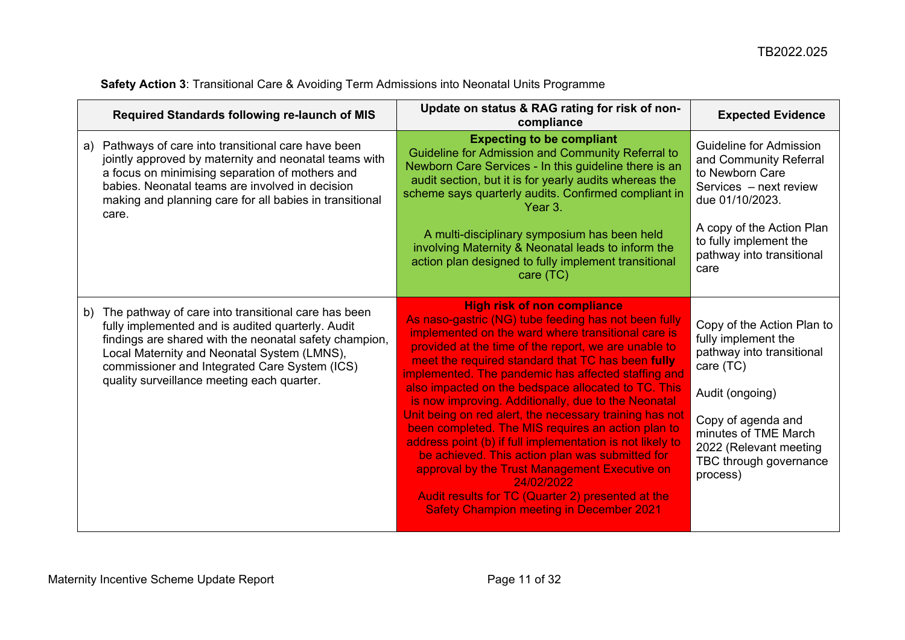**Safety Action 3**: Transitional Care & Avoiding Term Admissions into Neonatal Units Programme

| Required Standards following re-launch of MIS | Update on status & RAG rating for risk of non-compliance | Expected Evidence |
|---|---|---|
| a) Pathways of care into transitional care have been jointly approved by maternity and neonatal teams with a focus on minimising separation of mothers and babies. Neonatal teams are involved in decision making and planning care for all babies in transitional care. | **Expecting to be compliant**<br>Guideline for Admission and Community Referral to Newborn Care Services - In this guideline there is an audit section, but it is for yearly audits whereas the scheme says quarterly audits. Confirmed compliant in Year 3.<br><br>A multi-disciplinary symposium has been held involving Maternity & Neonatal leads to inform the action plan designed to fully implement transitional care (TC) | Guideline for Admission and Community Referral to Newborn Care Services – next review due 01/10/2023.<br><br>A copy of the Action Plan to fully implement the pathway into transitional care |
| b) The pathway of care into transitional care has been fully implemented and is audited quarterly. Audit findings are shared with the neonatal safety champion, Local Maternity and Neonatal System (LMNS), commissioner and Integrated Care System (ICS) quality surveillance meeting each quarter. | **High risk of non compliance**<br>As naso-gastric (NG) tube feeding has not been fully implemented on the ward where transitional care is provided at the time of the report, we are unable to meet the required standard that TC has been **fully** implemented. The pandemic has affected staffing and also impacted on the bedspace allocated to TC. This is now improving. Additionally, due to the Neonatal Unit being on red alert, the necessary training has not been completed. The MIS requires an action plan to address point (b) if full implementation is not likely to be achieved. This action plan was submitted for approval by the Trust Management Executive on 24/02/2022<br>Audit results for TC (Quarter 2) presented at the Safety Champion meeting in December 2021 | Copy of the Action Plan to fully implement the pathway into transitional care (TC)<br><br>Audit (ongoing)<br><br>Copy of agenda and minutes of TME March 2022 (Relevant meeting TBC through governance process) |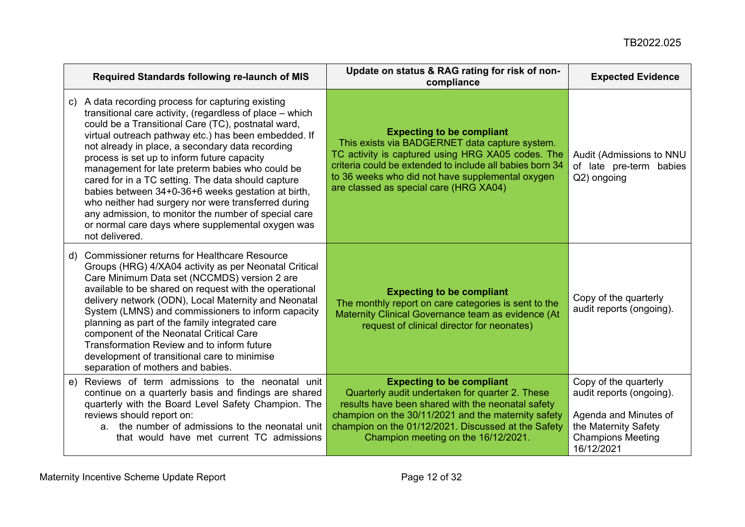| Required Standards following re-launch of MIS | Update on status & RAG rating for risk of non-compliance | Expected Evidence |
|---|---|---|
| c) A data recording process for capturing existing transitional care activity, (regardless of place – which could be a Transitional Care (TC), postnatal ward, virtual outreach pathway etc.) has been embedded. If not already in place, a secondary data recording process is set up to inform future capacity management for late preterm babies who could be cared for in a TC setting. The data should capture babies between 34+0-36+6 weeks gestation at birth, who neither had surgery nor were transferred during any admission, to monitor the number of special care or normal care days where supplemental oxygen was not delivered. | **Expecting to be compliant** This exists via BADGERNET data capture system. TC activity is captured using HRG XA05 codes. The criteria could be extended to include all babies born 34 to 36 weeks who did not have supplemental oxygen are classed as special care (HRG XA04) | Audit (Admissions to NNU of late pre-term babies Q2) ongoing |
| d) Commissioner returns for Healthcare Resource Groups (HRG) 4/XA04 activity as per Neonatal Critical Care Minimum Data set (NCCMDS) version 2 are available to be shared on request with the operational delivery network (ODN), Local Maternity and Neonatal System (LMNS) and commissioners to inform capacity planning as part of the family integrated care component of the Neonatal Critical Care Transformation Review and to inform future development of transitional care to minimise separation of mothers and babies. | **Expecting to be compliant** The monthly report on care categories is sent to the Maternity Clinical Governance team as evidence (At request of clinical director for neonates) | Copy of the quarterly audit reports (ongoing). |
| e) Reviews of term admissions to the neonatal unit continue on a quarterly basis and findings are shared quarterly with the Board Level Safety Champion. The reviews should report on:<br>a. the number of admissions to the neonatal unit that would have met current TC admissions | **Expecting to be compliant** Quarterly audit undertaken for quarter 2. These results have been shared with the neonatal safety champion on the 30/11/2021 and the maternity safety champion on the 01/12/2021. Discussed at the Safety Champion meeting on the 16/12/2021. | Copy of the quarterly audit reports (ongoing).<br><br>Agenda and Minutes of the Maternity Safety Champions Meeting 16/12/2021 |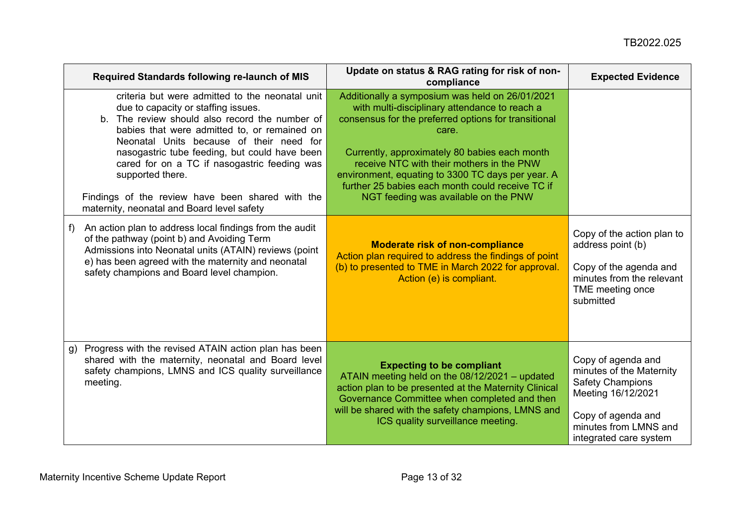| Required Standards following re-launch of MIS | Update on status & RAG rating for risk of non-compliance | Expected Evidence |
|---|---|---|
| criteria but were admitted to the neonatal unit due to capacity or staffing issues.<br>b. The review should also record the number of babies that were admitted to, or remained on Neonatal Units because of their need for nasogastric tube feeding, but could have been cared for on a TC if nasogastric feeding was supported there.<br><br>Findings of the review have been shared with the maternity, neonatal and Board level safety | Additionally a symposium was held on 26/01/2021 with multi-disciplinary attendance to reach a consensus for the preferred options for transitional care.<br><br>Currently, approximately 80 babies each month receive NTC with their mothers in the PNW environment, equating to 3300 TC days per year. A further 25 babies each month could receive TC if NGT feeding was available on the PNW | |
| f) An action plan to address local findings from the audit of the pathway (point b) and Avoiding Term Admissions into Neonatal units (ATAIN) reviews (point e) has been agreed with the maternity and neonatal safety champions and Board level champion. | **Moderate risk of non-compliance**<br>Action plan required to address the findings of point (b) to presented to TME in March 2022 for approval. Action (e) is compliant. | Copy of the action plan to address point (b)<br><br>Copy of the agenda and minutes from the relevant TME meeting once submitted |
| g) Progress with the revised ATAIN action plan has been shared with the maternity, neonatal and Board level safety champions, LMNS and ICS quality surveillance meeting. | **Expecting to be compliant**<br>ATAIN meeting held on the 08/12/2021 – updated action plan to be presented at the Maternity Clinical Governance Committee when completed and then will be shared with the safety champions, LMNS and ICS quality surveillance meeting. | Copy of agenda and minutes of the Maternity Safety Champions Meeting 16/12/2021<br><br>Copy of agenda and minutes from LMNS and integrated care system |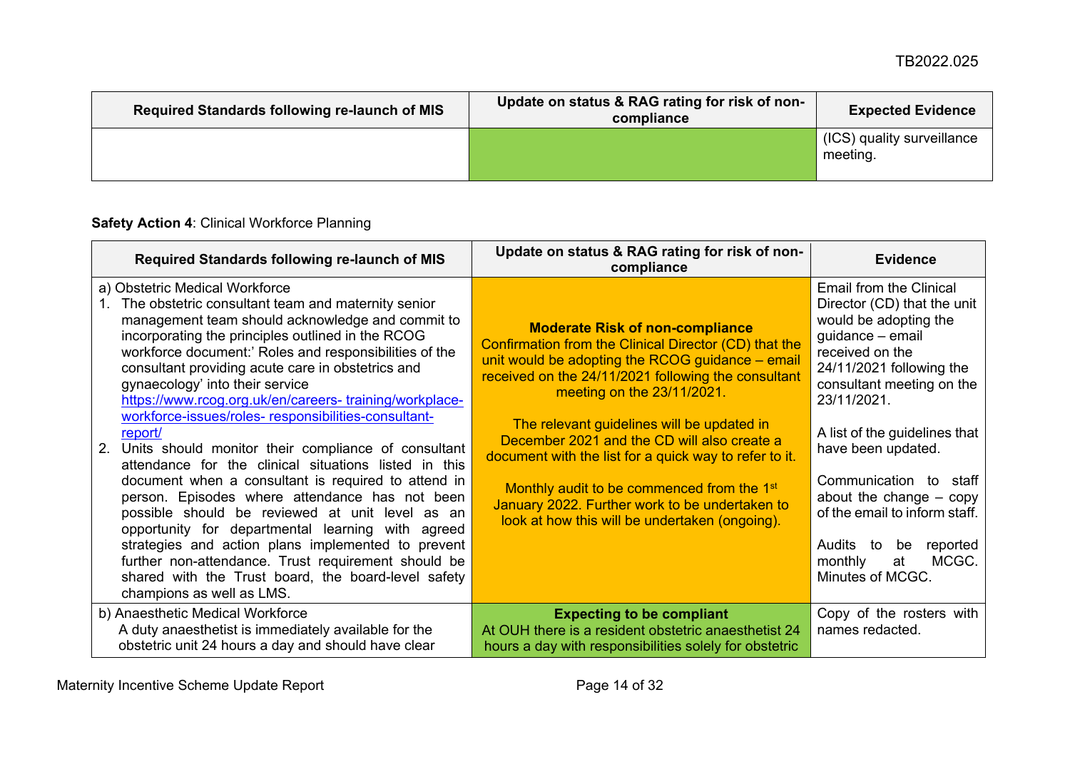| Required Standards following re-launch of MIS | Update on status & RAG rating for risk of non-compliance | Expected Evidence |
|---|---|---|
| | | (ICS) quality surveillance meeting. |

**Safety Action 4**: Clinical Workforce Planning

| Required Standards following re-launch of MIS | Update on status & RAG rating for risk of non-compliance | Evidence |
|---|---|---|
| a) Obstetric Medical Workforce<br>1. The obstetric consultant team and maternity senior management team should acknowledge and commit to incorporating the principles outlined in the RCOG workforce document:' Roles and responsibilities of the consultant providing acute care in obstetrics and gynaecology' into their service [https://www.rcog.org.uk/en/careers- training/workplace-workforce-issues/roles- responsibilities-consultant-report/](https://www.rcog.org.uk/en/careers-training/workplace-workforce-issues/roles-responsibilities-consultant-report/)<br>2. Units should monitor their compliance of consultant attendance for the clinical situations listed in this document when a consultant is required to attend in person. Episodes where attendance has not been possible should be reviewed at unit level as an opportunity for departmental learning with agreed strategies and action plans implemented to prevent further non-attendance. Trust requirement should be shared with the Trust board, the board-level safety champions as well as LMS. | **Moderate Risk of non-compliance**<br>Confirmation from the Clinical Director (CD) that the unit would be adopting the RCOG guidance – email received on the 24/11/2021 following the consultant meeting on the 23/11/2021.<br><br>The relevant guidelines will be updated in December 2021 and the CD will also create a document with the list for a quick way to refer to it.<br><br>Monthly audit to be commenced from the 1st January 2022. Further work to be undertaken to look at how this will be undertaken (ongoing). | Email from the Clinical Director (CD) that the unit would be adopting the guidance – email received on the 24/11/2021 following the consultant meeting on the 23/11/2021.<br><br>A list of the guidelines that have been updated.<br><br>Communication to staff about the change – copy of the email to inform staff.<br><br>Audits to be reported monthly at MCGC. Minutes of MCGC. |
| b) Anaesthetic Medical Workforce<br>A duty anaesthetist is immediately available for the obstetric unit 24 hours a day and should have clear | **Expecting to be compliant**<br>At OUH there is a resident obstetric anaesthetist 24 hours a day with responsibilities solely for obstetric | Copy of the rosters with names redacted. |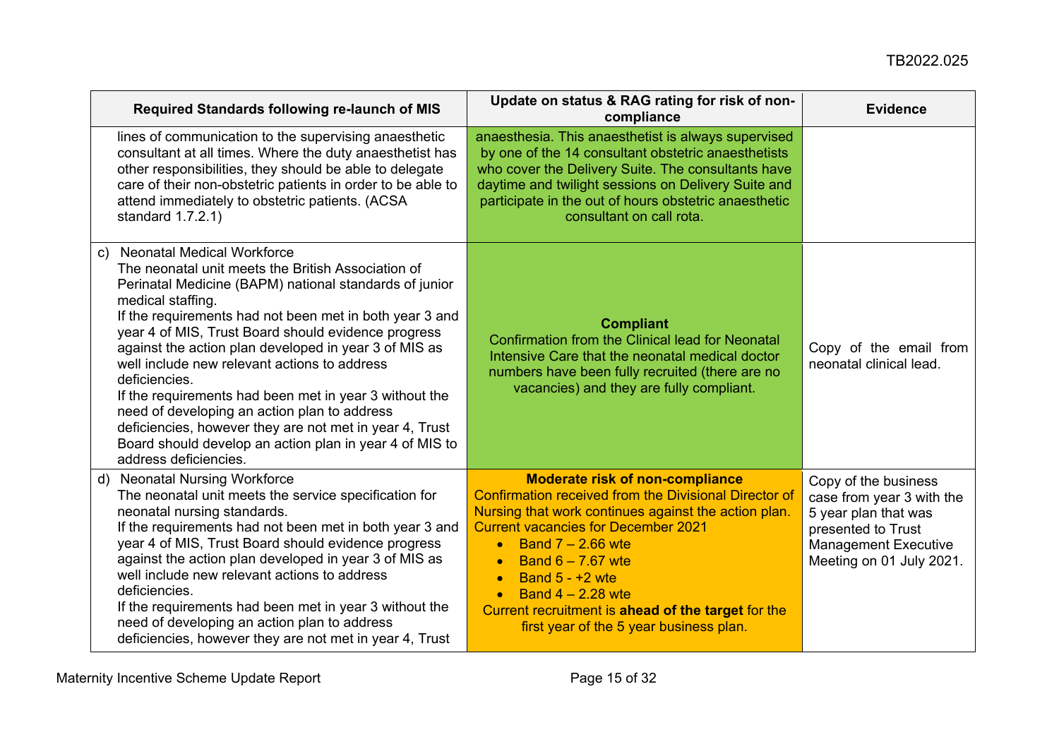| Required Standards following re-launch of MIS | Update on status & RAG rating for risk of non-compliance | Evidence |
|---|---|---|
| lines of communication to the supervising anaesthetic consultant at all times. Where the duty anaesthetist has other responsibilities, they should be able to delegate care of their non-obstetric patients in order to be able to attend immediately to obstetric patients. (ACSA standard 1.7.2.1) | anaesthesia. This anaesthetist is always supervised by one of the 14 consultant obstetric anaesthetists who cover the Delivery Suite. The consultants have daytime and twilight sessions on Delivery Suite and participate in the out of hours obstetric anaesthetic consultant on call rota. | |
| c) Neonatal Medical Workforce<br>The neonatal unit meets the British Association of Perinatal Medicine (BAPM) national standards of junior medical staffing.<br>If the requirements had not been met in both year 3 and year 4 of MIS, Trust Board should evidence progress against the action plan developed in year 3 of MIS as well include new relevant actions to address deficiencies.<br>If the requirements had been met in year 3 without the need of developing an action plan to address deficiencies, however they are not met in year 4, Trust Board should develop an action plan in year 4 of MIS to address deficiencies. | **Compliant**<br>Confirmation from the Clinical lead for Neonatal Intensive Care that the neonatal medical doctor numbers have been fully recruited (there are no vacancies) and they are fully compliant. | Copy of the email from neonatal clinical lead. |
| d) Neonatal Nursing Workforce<br>The neonatal unit meets the service specification for neonatal nursing standards.<br>If the requirements had not been met in both year 3 and year 4 of MIS, Trust Board should evidence progress against the action plan developed in year 3 of MIS as well include new relevant actions to address deficiencies.<br>If the requirements had been met in year 3 without the need of developing an action plan to address deficiencies, however they are not met in year 4, Trust | **Moderate risk of non-compliance**<br>Confirmation received from the Divisional Director of Nursing that work continues against the action plan. Current vacancies for December 2021<br>• Band 7 – 2.66 wte<br>• Band 6 – 7.67 wte<br>• Band 5 - +2 wte<br>• Band 4 – 2.28 wte<br>Current recruitment is **ahead of the target** for the first year of the 5 year business plan. | Copy of the business case from year 3 with the 5 year plan that was presented to Trust Management Executive Meeting on 01 July 2021. |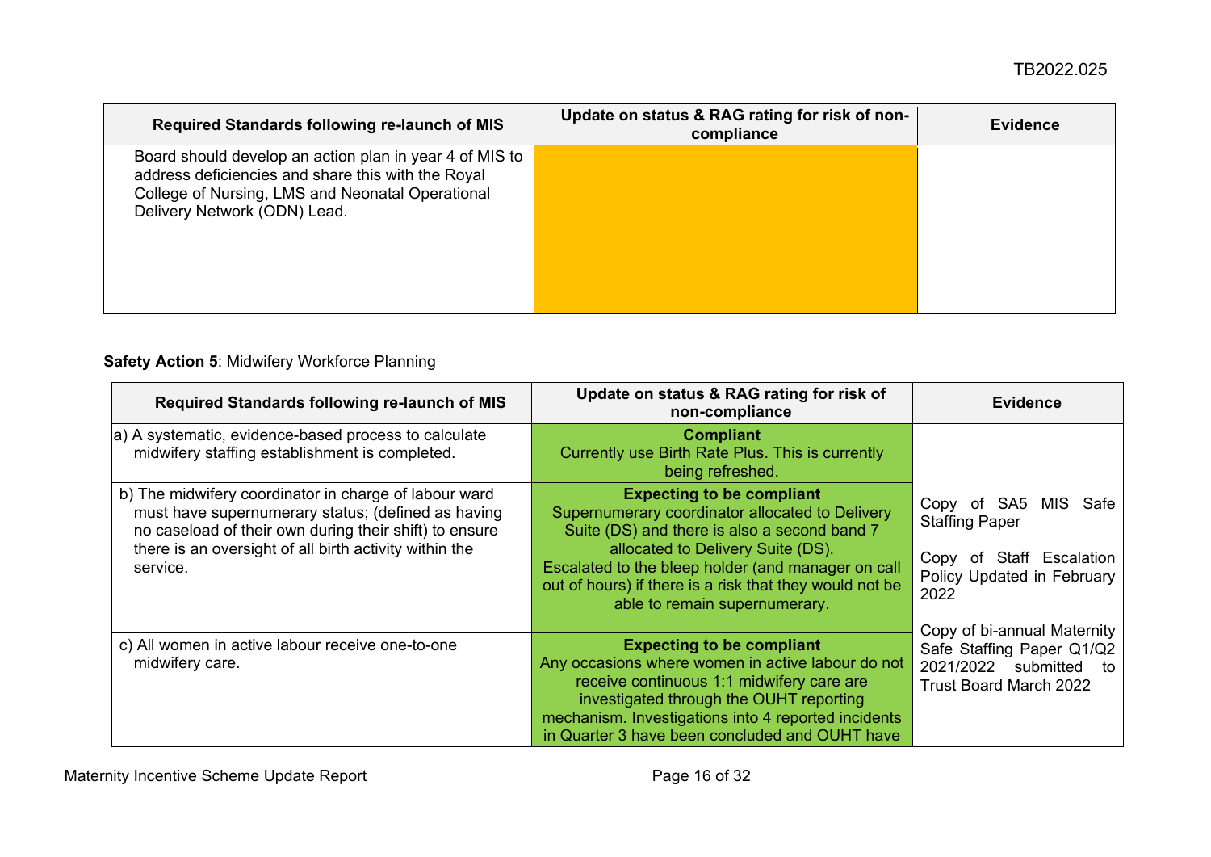| Required Standards following re-launch of MIS | Update on status & RAG rating for risk of non-compliance | Evidence |
|---|---|---|
| Board should develop an action plan in year 4 of MIS to address deficiencies and share this with the Royal College of Nursing, LMS and Neonatal Operational Delivery Network (ODN) Lead. | | |

**Safety Action 5**: Midwifery Workforce Planning

| Required Standards following re-launch of MIS | Update on status & RAG rating for risk of non-compliance | Evidence |
|---|---|---|
| a) A systematic, evidence-based process to calculate midwifery staffing establishment is completed. | **Compliant** Currently use Birth Rate Plus. This is currently being refreshed. | Copy of SA5 MIS Safe Staffing Paper<br><br>Copy of Staff Escalation Policy Updated in February 2022<br><br>Copy of bi-annual Maternity Safe Staffing Paper Q1/Q2 2021/2022 submitted to Trust Board March 2022 |
| b) The midwifery coordinator in charge of labour ward must have supernumerary status; (defined as having no caseload of their own during their shift) to ensure there is an oversight of all birth activity within the service. | **Expecting to be compliant** Supernumerary coordinator allocated to Delivery Suite (DS) and there is also a second band 7 allocated to Delivery Suite (DS). Escalated to the bleep holder (and manager on call out of hours) if there is a risk that they would not be able to remain supernumerary. | |
| c) All women in active labour receive one-to-one midwifery care. | **Expecting to be compliant** Any occasions where women in active labour do not receive continuous 1:1 midwifery care are investigated through the OUHT reporting mechanism. Investigations into 4 reported incidents in Quarter 3 have been concluded and OUHT have | |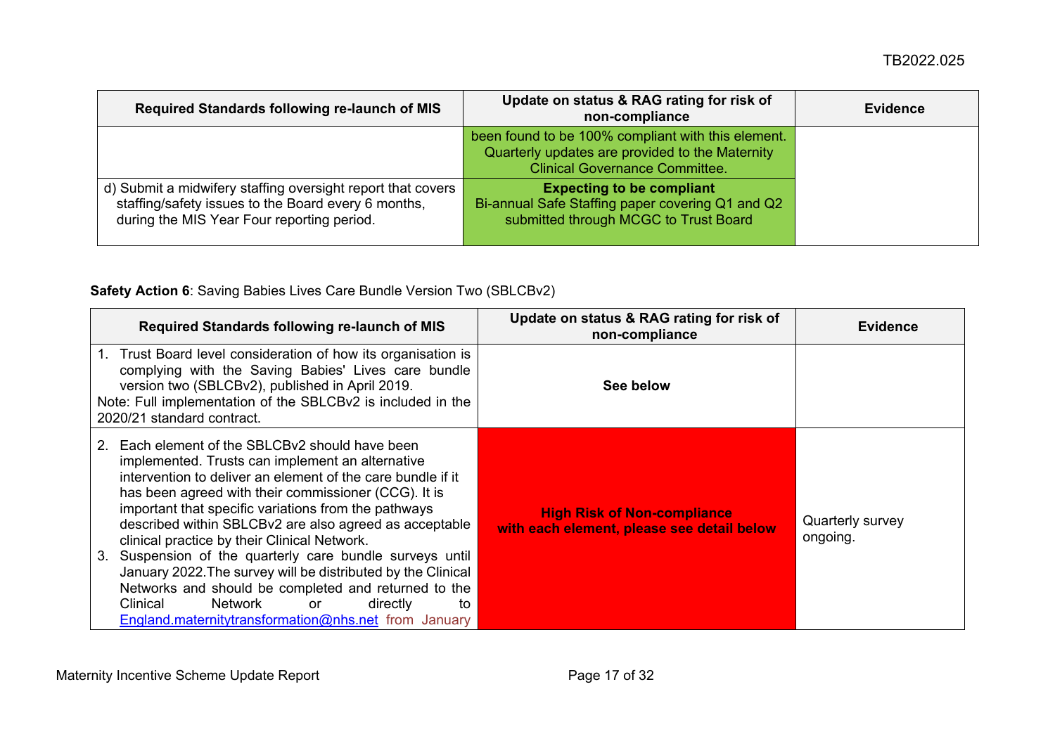| Required Standards following re-launch of MIS | Update on status & RAG rating for risk of non-compliance | Evidence |
|---|---|---|
| | been found to be 100% compliant with this element. Quarterly updates are provided to the Maternity Clinical Governance Committee. | |
| d) Submit a midwifery staffing oversight report that covers staffing/safety issues to the Board every 6 months, during the MIS Year Four reporting period. | **Expecting to be compliant** Bi-annual Safe Staffing paper covering Q1 and Q2 submitted through MCGC to Trust Board | |

**Safety Action 6**: Saving Babies Lives Care Bundle Version Two (SBLCBv2)

| Required Standards following re-launch of MIS | Update on status & RAG rating for risk of non-compliance | Evidence |
|---|---|---|
| 1. Trust Board level consideration of how its organisation is complying with the Saving Babies' Lives care bundle version two (SBLCBv2), published in April 2019.<br>Note: Full implementation of the SBLCBv2 is included in the 2020/21 standard contract. | **See below** | |
| 2. Each element of the SBLCBv2 should have been implemented. Trusts can implement an alternative intervention to deliver an element of the care bundle if it has been agreed with their commissioner (CCG). It is important that specific variations from the pathways described within SBLCBv2 are also agreed as acceptable clinical practice by their Clinical Network.<br>3. Suspension of the quarterly care bundle surveys until January 2022. The survey will be distributed by the Clinical Networks and should be completed and returned to the Clinical Network or directly to England.maternitytransformation@nhs.net from January | **High Risk of Non-compliance with each element, please see detail below** | Quarterly survey ongoing. |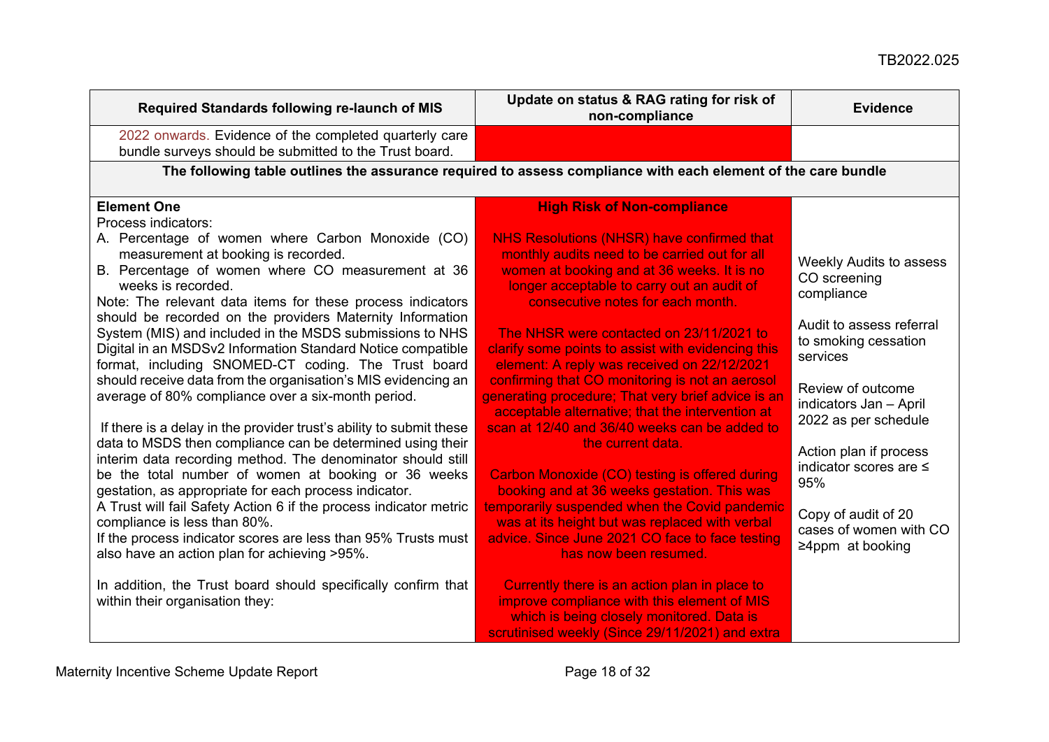| Required Standards following re-launch of MIS | Update on status & RAG rating for risk of non-compliance | Evidence |
|---|---|---|
| 2022 onwards. Evidence of the completed quarterly care bundle surveys should be submitted to the Trust board. | | |
| **The following table outlines the assurance required to assess compliance with each element of the care bundle** | | |
| **Element One**<br>Process indicators:<br>A. Percentage of women where Carbon Monoxide (CO) measurement at booking is recorded.<br>B. Percentage of women where CO measurement at 36 weeks is recorded.<br>Note: The relevant data items for these process indicators should be recorded on the providers Maternity Information System (MIS) and included in the MSDS submissions to NHS Digital in an MSDSv2 Information Standard Notice compatible format, including SNOMED-CT coding. The Trust board should receive data from the organisation's MIS evidencing an average of 80% compliance over a six-month period.<br><br>If there is a delay in the provider trust's ability to submit these data to MSDS then compliance can be determined using their interim data recording method. The denominator should still be the total number of women at booking or 36 weeks gestation, as appropriate for each process indicator.<br>A Trust will fail Safety Action 6 if the process indicator metric compliance is less than 80%.<br>If the process indicator scores are less than 95% Trusts must also have an action plan for achieving >95%.<br><br>In addition, the Trust board should specifically confirm that within their organisation they: | **High Risk of Non-compliance**<br><br>NHS Resolutions (NHSR) have confirmed that monthly audits need to be carried out for all women at booking and at 36 weeks. It is no longer acceptable to carry out an audit of consecutive notes for each month.<br><br>The NHSR were contacted on 23/11/2021 to clarify some points to assist with evidencing this element: A reply was received on 22/12/2021 confirming that CO monitoring is not an aerosol generating procedure; That very brief advice is an acceptable alternative; that the intervention at scan at 12/40 and 36/40 weeks can be added to the current data.<br><br>Carbon Monoxide (CO) testing is offered during booking and at 36 weeks gestation. This was temporarily suspended when the Covid pandemic was at its height but was replaced with verbal advice. Since June 2021 CO face to face testing has now been resumed.<br><br>Currently there is an action plan in place to improve compliance with this element of MIS which is being closely monitored. Data is scrutinised weekly (Since 29/11/2021) and extra | Weekly Audits to assess CO screening compliance<br><br>Audit to assess referral to smoking cessation services<br><br>Review of outcome indicators Jan – April 2022 as per schedule<br><br>Action plan if process indicator scores are ≤ 95%<br><br>Copy of audit of 20 cases of women with CO ≥4ppm at booking |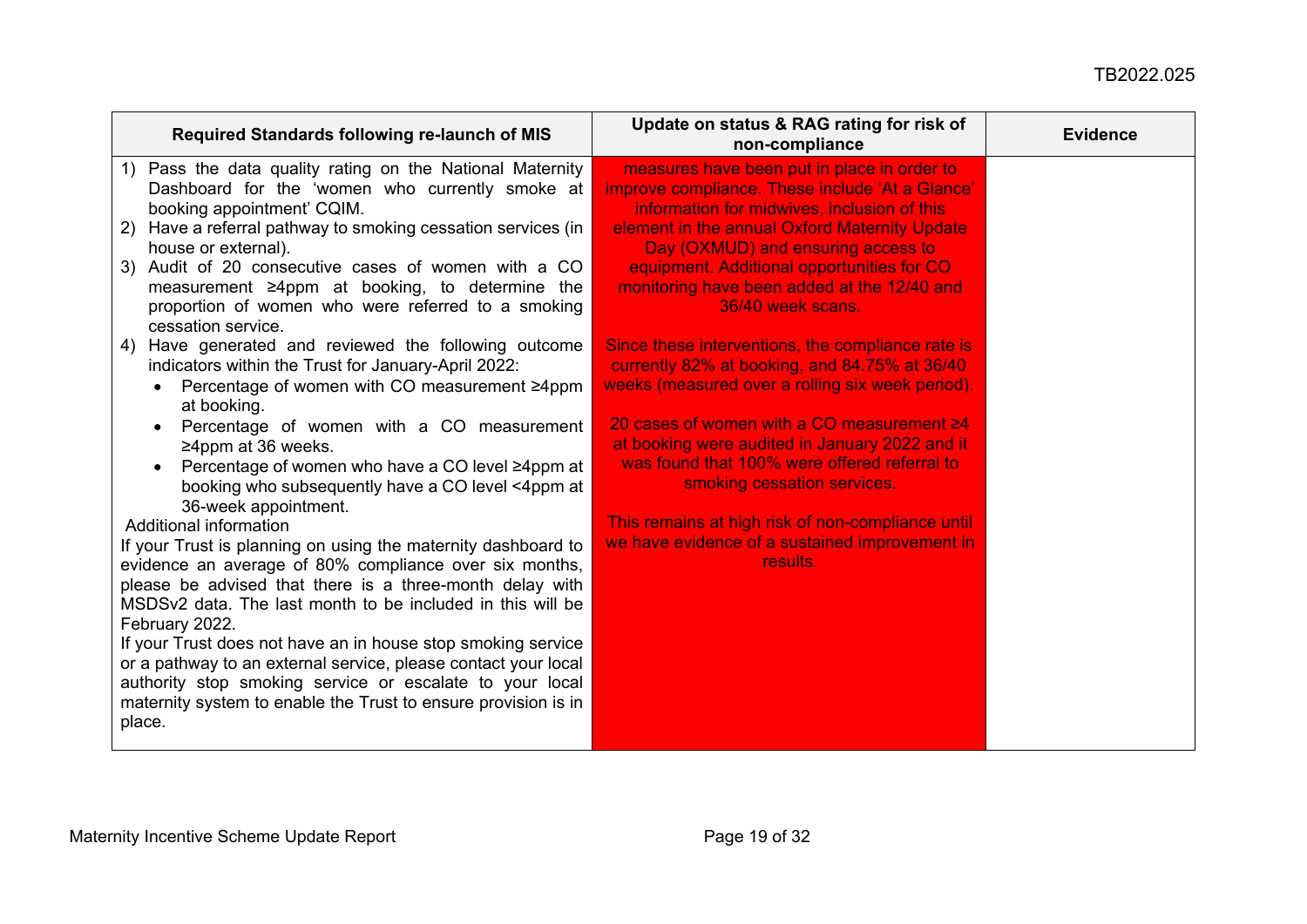| Required Standards following re-launch of MIS | Update on status & RAG rating for risk of non-compliance | Evidence |
|---|---|---|
| 1) Pass the data quality rating on the National Maternity Dashboard for the 'women who currently smoke at booking appointment' CQIM.<br>2) Have a referral pathway to smoking cessation services (in house or external).<br>3) Audit of 20 consecutive cases of women with a CO measurement ≥4ppm at booking, to determine the proportion of women who were referred to a smoking cessation service.<br>4) Have generated and reviewed the following outcome indicators within the Trust for January-April 2022:<br>• Percentage of women with CO measurement ≥4ppm at booking.<br>• Percentage of women with a CO measurement ≥4ppm at 36 weeks.<br>• Percentage of women who have a CO level ≥4ppm at booking who subsequently have a CO level <4ppm at 36-week appointment.<br>Additional information<br>If your Trust is planning on using the maternity dashboard to evidence an average of 80% compliance over six months, please be advised that there is a three-month delay with MSDSv2 data. The last month to be included in this will be February 2022.<br>If your Trust does not have an in house stop smoking service or a pathway to an external service, please contact your local authority stop smoking service or escalate to your local maternity system to enable the Trust to ensure provision is in place. | measures have been put in place in order to improve compliance. These include 'At a Glance' information for midwives, inclusion of this element in the annual Oxford Maternity Update Day (OXMUD) and ensuring access to equipment. Additional opportunities for CO monitoring have been added at the 12/40 and 36/40 week scans.<br><br>Since these interventions, the compliance rate is currently 82% at booking, and 84.75% at 36/40 weeks (measured over a rolling six week period).<br><br>20 cases of women with a CO measurement ≥4 at booking were audited in January 2022 and it was found that 100% were offered referral to smoking cessation services.<br><br>This remains at high risk of non-compliance until we have evidence of a sustained improvement in results. | |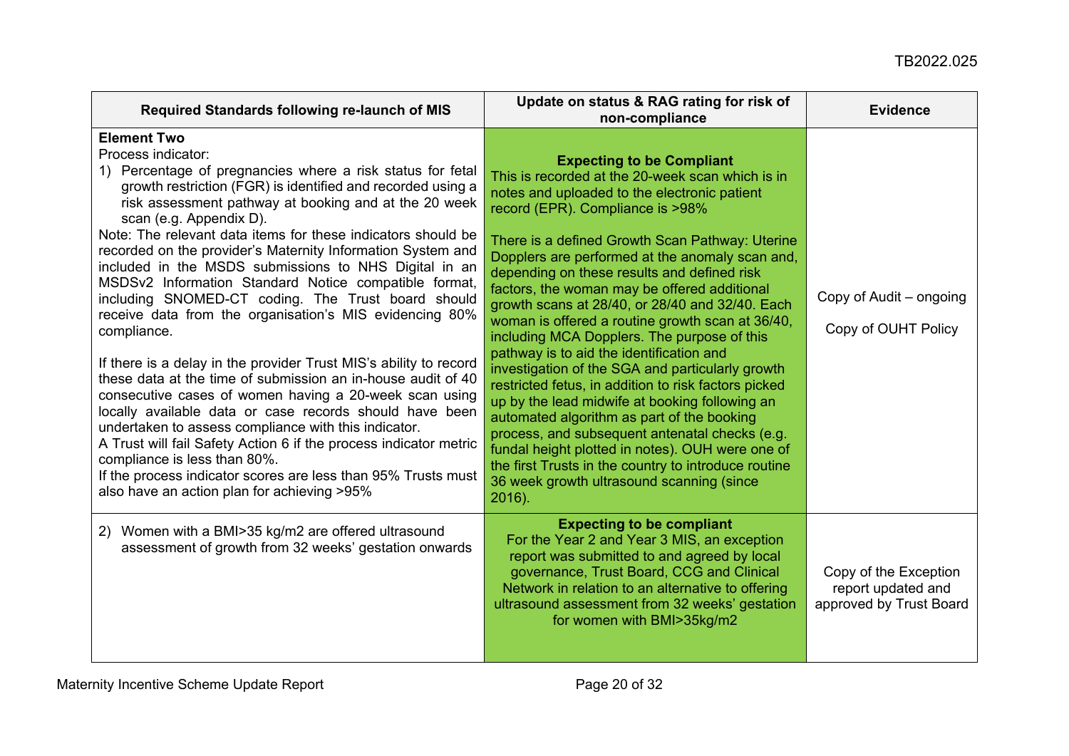| Required Standards following re-launch of MIS | Update on status & RAG rating for risk of non-compliance | Evidence |
|---|---|---|
| **Element Two**<br>Process indicator:<br>1) Percentage of pregnancies where a risk status for fetal growth restriction (FGR) is identified and recorded using a risk assessment pathway at booking and at the 20 week scan (e.g. Appendix D).<br>Note: The relevant data items for these indicators should be recorded on the provider's Maternity Information System and included in the MSDS submissions to NHS Digital in an MSDSv2 Information Standard Notice compatible format, including SNOMED-CT coding. The Trust board should receive data from the organisation's MIS evidencing 80% compliance.<br><br>If there is a delay in the provider Trust MIS's ability to record these data at the time of submission an in-house audit of 40 consecutive cases of women having a 20-week scan using locally available data or case records should have been undertaken to assess compliance with this indicator.<br>A Trust will fail Safety Action 6 if the process indicator metric compliance is less than 80%.<br>If the process indicator scores are less than 95% Trusts must also have an action plan for achieving >95% | **Expecting to be Compliant**<br>This is recorded at the 20-week scan which is in notes and uploaded to the electronic patient record (EPR). Compliance is >98%<br><br>There is a defined Growth Scan Pathway: Uterine Dopplers are performed at the anomaly scan and, depending on these results and defined risk factors, the woman may be offered additional growth scans at 28/40, or 28/40 and 32/40. Each woman is offered a routine growth scan at 36/40, including MCA Dopplers. The purpose of this pathway is to aid the identification and investigation of the SGA and particularly growth restricted fetus, in addition to risk factors picked up by the lead midwife at booking following an automated algorithm as part of the booking process, and subsequent antenatal checks (e.g. fundal height plotted in notes). OUH were one of the first Trusts in the country to introduce routine 36 week growth ultrasound scanning (since 2016). | Copy of Audit – ongoing<br><br>Copy of OUHT Policy |
| 2) Women with a BMI>35 kg/m2 are offered ultrasound assessment of growth from 32 weeks' gestation onwards | **Expecting to be compliant**<br>For the Year 2 and Year 3 MIS, an exception report was submitted to and agreed by local governance, Trust Board, CCG and Clinical Network in relation to an alternative to offering ultrasound assessment from 32 weeks' gestation for women with BMI>35kg/m2 | Copy of the Exception report updated and approved by Trust Board |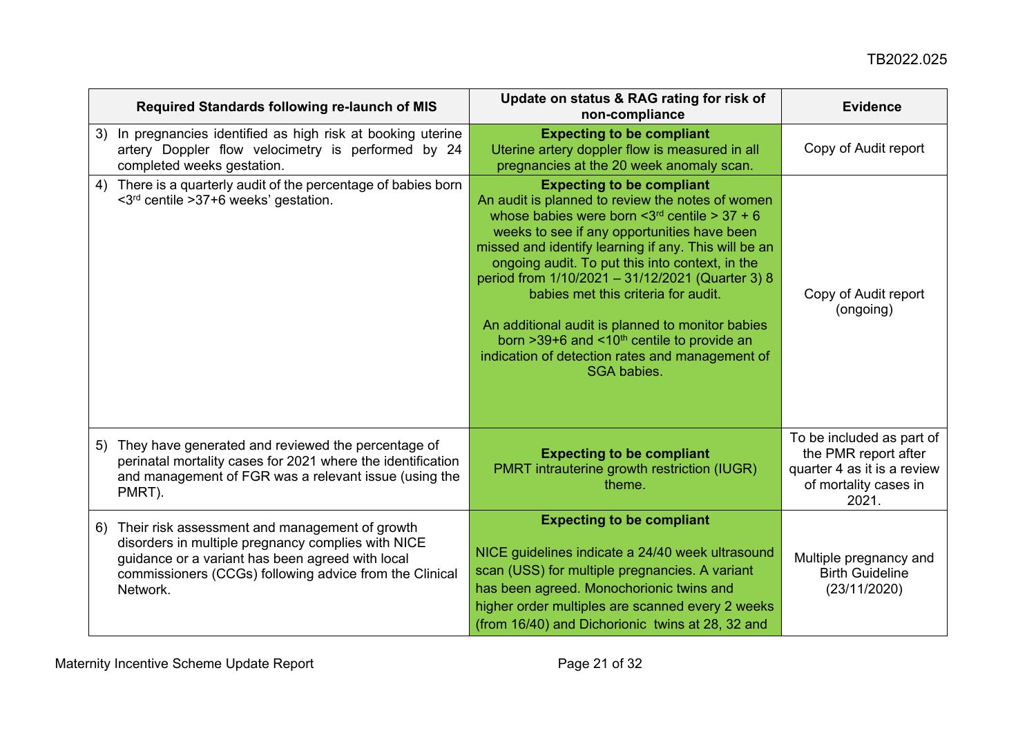| Required Standards following re-launch of MIS | Update on status & RAG rating for risk of non-compliance | Evidence |
| --- | --- | --- |
| 3) In pregnancies identified as high risk at booking uterine artery Doppler flow velocimetry is performed by 24 completed weeks gestation. | **Expecting to be compliant**<br>Uterine artery doppler flow is measured in all pregnancies at the 20 week anomaly scan. | Copy of Audit report |
| 4) There is a quarterly audit of the percentage of babies born <3rd centile >37+6 weeks' gestation. | **Expecting to be compliant**<br>An audit is planned to review the notes of women whose babies were born <3rd centile > 37 + 6 weeks to see if any opportunities have been missed and identify learning if any. This will be an ongoing audit. To put this into context, in the period from 1/10/2021 – 31/12/2021 (Quarter 3) 8 babies met this criteria for audit.<br><br>An additional audit is planned to monitor babies born >39+6 and <10th centile to provide an indication of detection rates and management of SGA babies. | Copy of Audit report (ongoing) |
| 5) They have generated and reviewed the percentage of perinatal mortality cases for 2021 where the identification and management of FGR was a relevant issue (using the PMRT). | **Expecting to be compliant**<br>PMRT intrauterine growth restriction (IUGR) theme. | To be included as part of the PMR report after quarter 4 as it is a review of mortality cases in 2021. |
| 6) Their risk assessment and management of growth disorders in multiple pregnancy complies with NICE guidance or a variant has been agreed with local commissioners (CCGs) following advice from the Clinical Network. | **Expecting to be compliant**<br><br>NICE guidelines indicate a 24/40 week ultrasound scan (USS) for multiple pregnancies. A variant has been agreed. Monochorionic twins and higher order multiples are scanned every 2 weeks (from 16/40) and Dichorionic twins at 28, 32 and | Multiple pregnancy and Birth Guideline (23/11/2020) |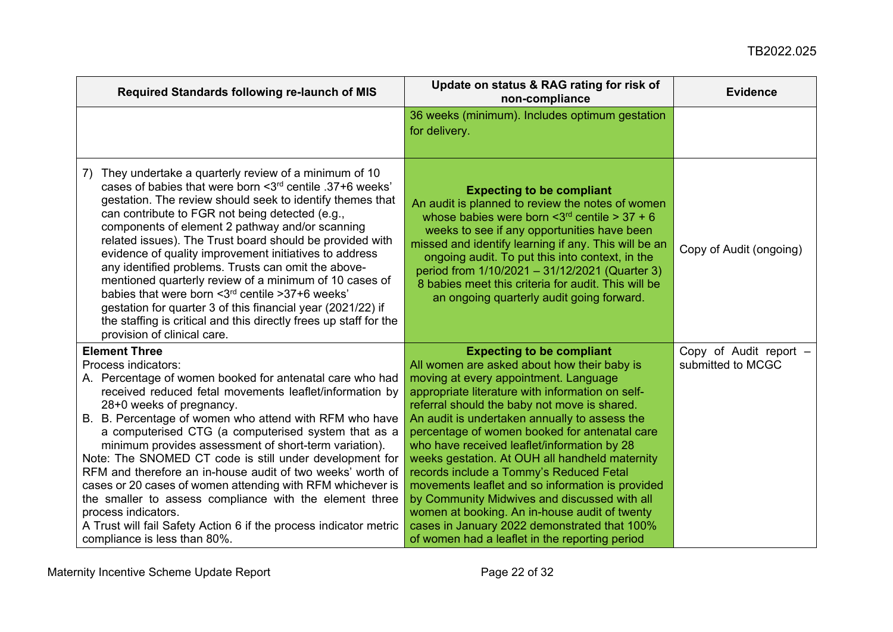| Required Standards following re-launch of MIS | Update on status & RAG rating for risk of non-compliance | Evidence |
|---|---|---|
| | 36 weeks (minimum). Includes optimum gestation for delivery. | |
| 7) They undertake a quarterly review of a minimum of 10 cases of babies that were born <3rd centile .37+6 weeks' gestation. The review should seek to identify themes that can contribute to FGR not being detected (e.g., components of element 2 pathway and/or scanning related issues). The Trust board should be provided with evidence of quality improvement initiatives to address any identified problems. Trusts can omit the above-mentioned quarterly review of a minimum of 10 cases of babies that were born <3rd centile >37+6 weeks' gestation for quarter 3 of this financial year (2021/22) if the staffing is critical and this directly frees up staff for the provision of clinical care. | **Expecting to be compliant**<br>An audit is planned to review the notes of women whose babies were born <3rd centile > 37 + 6 weeks to see if any opportunities have been missed and identify learning if any. This will be an ongoing audit. To put this into context, in the period from 1/10/2021 – 31/12/2021 (Quarter 3) 8 babies meet this criteria for audit. This will be an ongoing quarterly audit going forward. | Copy of Audit (ongoing) |
| **Element Three**<br>Process indicators:<br>A. Percentage of women booked for antenatal care who had received reduced fetal movements leaflet/information by 28+0 weeks of pregnancy.<br>B. B. Percentage of women who attend with RFM who have a computerised CTG (a computerised system that as a minimum provides assessment of short-term variation).<br>Note: The SNOMED CT code is still under development for RFM and therefore an in-house audit of two weeks' worth of RFM cases or 20 cases of women attending with RFM whichever is the smaller to assess compliance with the element three process indicators.<br>A Trust will fail Safety Action 6 if the process indicator metric compliance is less than 80%. | **Expecting to be compliant**<br>All women are asked about how their baby is moving at every appointment. Language appropriate literature with information on self-referral should the baby not move is shared. An audit is undertaken annually to assess the percentage of women booked for antenatal care who have received leaflet/information by 28 weeks gestation. At OUH all handheld maternity records include a Tommy's Reduced Fetal movements leaflet and so information is provided by Community Midwives and discussed with all women at booking. An in-house audit of twenty cases in January 2022 demonstrated that 100% of women had a leaflet in the reporting period | Copy of Audit report – submitted to MCGC |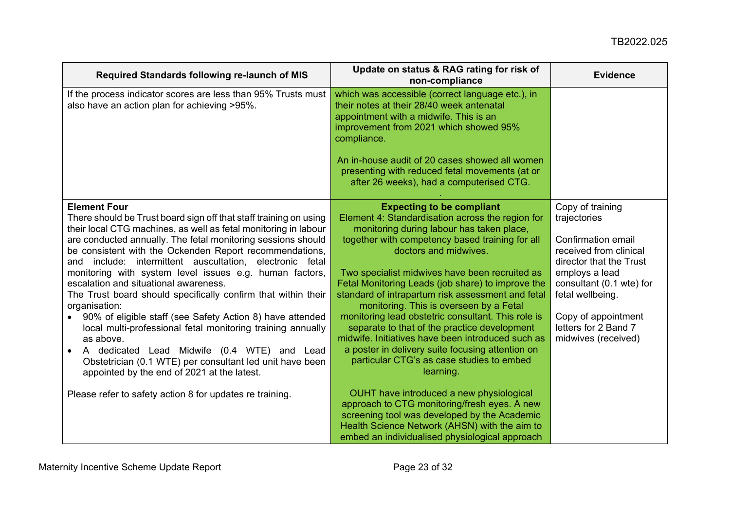| Required Standards following re-launch of MIS | Update on status & RAG rating for risk of non-compliance | Evidence |
|---|---|---|
| If the process indicator scores are less than 95% Trusts must also have an action plan for achieving >95%. | which was accessible (correct language etc.), in their notes at their 28/40 week antenatal appointment with a midwife. This is an improvement from 2021 which showed 95% compliance.<br><br>An in-house audit of 20 cases showed all women presenting with reduced fetal movements (at or after 26 weeks), had a computerised CTG.<br>. | |
| **Element Four**<br>There should be Trust board sign off that staff training on using their local CTG machines, as well as fetal monitoring in labour are conducted annually. The fetal monitoring sessions should be consistent with the Ockenden Report recommendations, and include: intermittent auscultation, electronic fetal monitoring with system level issues e.g. human factors, escalation and situational awareness.<br>The Trust board should specifically confirm that within their organisation:<br>• 90% of eligible staff (see Safety Action 8) have attended local multi-professional fetal monitoring training annually as above.<br>• A dedicated Lead Midwife (0.4 WTE) and Lead Obstetrician (0.1 WTE) per consultant led unit have been appointed by the end of 2021 at the latest.<br><br>Please refer to safety action 8 for updates re training. | **Expecting to be compliant**<br>Element 4: Standardisation across the region for monitoring during labour has taken place, together with competency based training for all doctors and midwives.<br><br>Two specialist midwives have been recruited as Fetal Monitoring Leads (job share) to improve the standard of intrapartum risk assessment and fetal monitoring. This is overseen by a Fetal monitoring lead obstetric consultant. This role is separate to that of the practice development midwife. Initiatives have been introduced such as a poster in delivery suite focusing attention on particular CTG's as case studies to embed learning.<br><br>OUHT have introduced a new physiological approach to CTG monitoring/fresh eyes. A new screening tool was developed by the Academic Health Science Network (AHSN) with the aim to embed an individualised physiological approach | Copy of training trajectories<br><br>Confirmation email received from clinical director that the Trust employs a lead consultant (0.1 wte) for fetal wellbeing.<br><br>Copy of appointment letters for 2 Band 7 midwives (received) |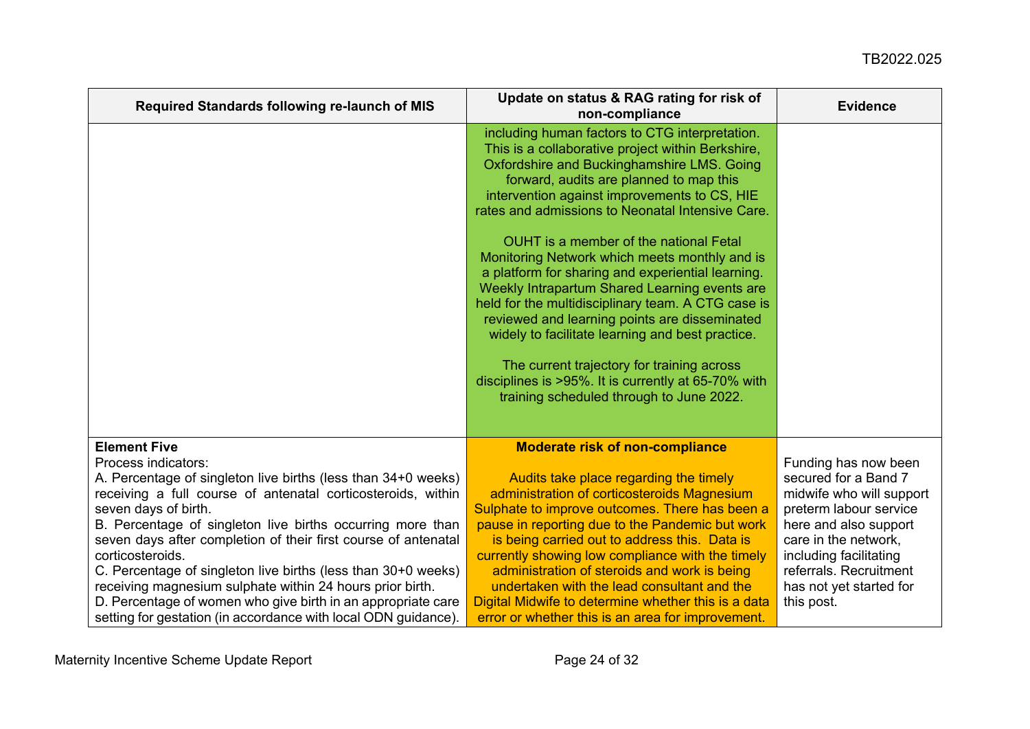| Required Standards following re-launch of MIS | Update on status & RAG rating for risk of non-compliance | Evidence |
|---|---|---|
| | including human factors to CTG interpretation. This is a collaborative project within Berkshire, Oxfordshire and Buckinghamshire LMS. Going forward, audits are planned to map this intervention against improvements to CS, HIE rates and admissions to Neonatal Intensive Care.<br><br>OUHT is a member of the national Fetal Monitoring Network which meets monthly and is a platform for sharing and experiential learning. Weekly Intrapartum Shared Learning events are held for the multidisciplinary team. A CTG case is reviewed and learning points are disseminated widely to facilitate learning and best practice.<br><br>The current trajectory for training across disciplines is >95%. It is currently at 65-70% with training scheduled through to June 2022. | |
| **Element Five**<br>Process indicators:<br>A. Percentage of singleton live births (less than 34+0 weeks) receiving a full course of antenatal corticosteroids, within seven days of birth.<br>B. Percentage of singleton live births occurring more than seven days after completion of their first course of antenatal corticosteroids.<br>C. Percentage of singleton live births (less than 30+0 weeks) receiving magnesium sulphate within 24 hours prior birth.<br>D. Percentage of women who give birth in an appropriate care setting for gestation (in accordance with local ODN guidance). | **Moderate risk of non-compliance**<br><br>Audits take place regarding the timely administration of corticosteroids Magnesium Sulphate to improve outcomes. There has been a pause in reporting due to the Pandemic but work is being carried out to address this. Data is currently showing low compliance with the timely administration of steroids and work is being undertaken with the lead consultant and the Digital Midwife to determine whether this is a data error or whether this is an area for improvement. | Funding has now been secured for a Band 7 midwife who will support preterm labour service here and also support care in the network, including facilitating referrals. Recruitment has not yet started for this post. |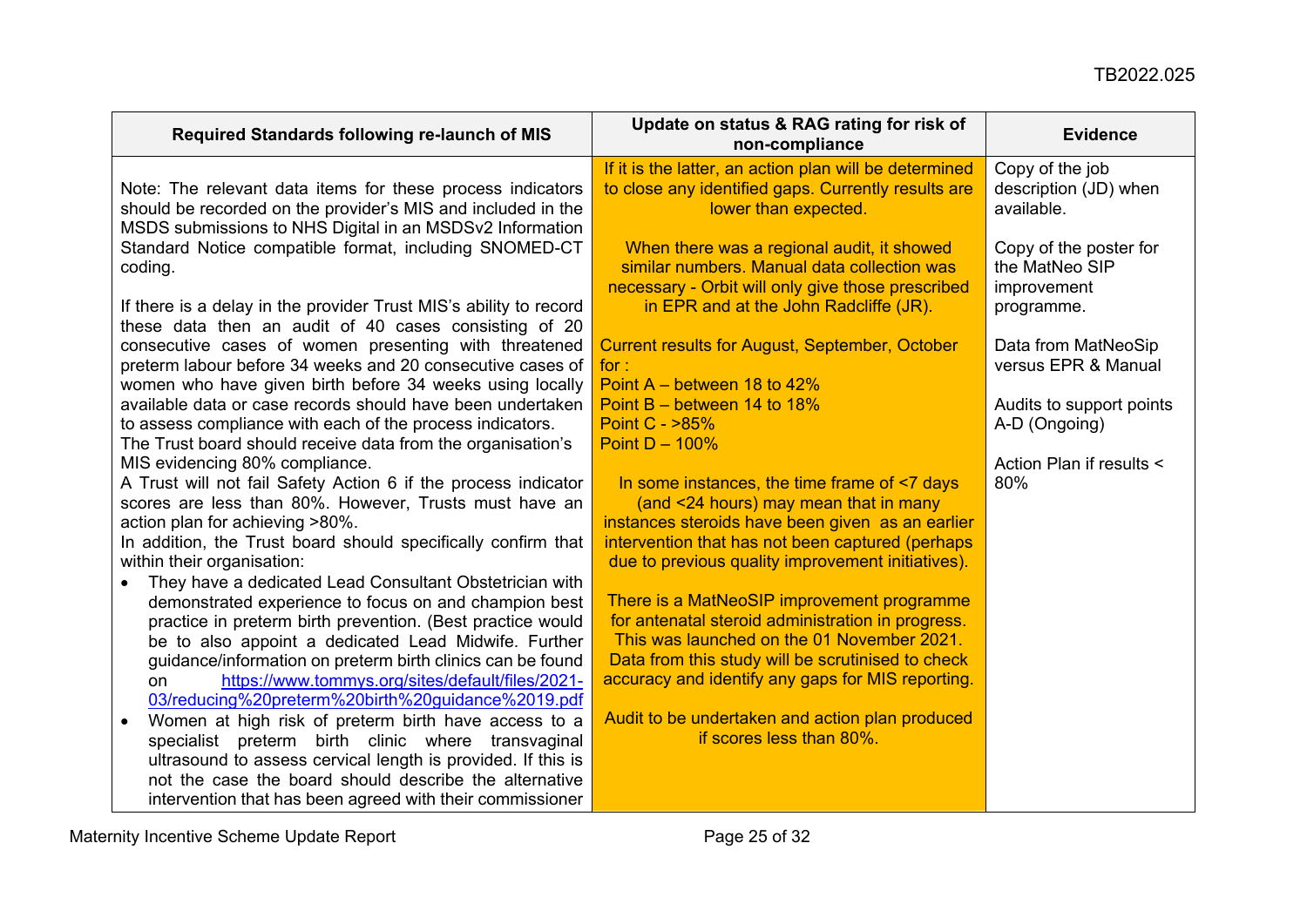| Required Standards following re-launch of MIS | Update on status & RAG rating for risk of non-compliance | Evidence |
|---|---|---|
| Note: The relevant data items for these process indicators should be recorded on the provider's MIS and included in the MSDS submissions to NHS Digital in an MSDSv2 Information Standard Notice compatible format, including SNOMED-CT coding.<br><br>If there is a delay in the provider Trust MIS's ability to record these data then an audit of 40 cases consisting of 20 consecutive cases of women presenting with threatened preterm labour before 34 weeks and 20 consecutive cases of women who have given birth before 34 weeks using locally available data or case records should have been undertaken to assess compliance with each of the process indicators.<br>The Trust board should receive data from the organisation's MIS evidencing 80% compliance.<br>A Trust will not fail Safety Action 6 if the process indicator scores are less than 80%. However, Trusts must have an action plan for achieving >80%.<br>In addition, the Trust board should specifically confirm that within their organisation:<br>• They have a dedicated Lead Consultant Obstetrician with demonstrated experience to focus on and champion best practice in preterm birth prevention. (Best practice would be to also appoint a dedicated Lead Midwife. Further guidance/information on preterm birth clinics can be found on https://www.tommys.org/sites/default/files/2021-03/reducing%20preterm%20birth%20guidance%2019.pdf<br>• Women at high risk of preterm birth have access to a specialist preterm birth clinic where transvaginal ultrasound to assess cervical length is provided. If this is not the case the board should describe the alternative intervention that has been agreed with their commissioner | If it is the latter, an action plan will be determined to close any identified gaps. Currently results are lower than expected.<br><br>When there was a regional audit, it showed similar numbers. Manual data collection was necessary - Orbit will only give those prescribed in EPR and at the John Radcliffe (JR).<br><br>Current results for August, September, October for :<br>Point A – between 18 to 42%<br>Point B – between 14 to 18%<br>Point C - >85%<br>Point D – 100%<br><br>In some instances, the time frame of <7 days (and <24 hours) may mean that in many instances steroids have been given as an earlier intervention that has not been captured (perhaps due to previous quality improvement initiatives).<br><br>There is a MatNeoSIP improvement programme for antenatal steroid administration in progress. This was launched on the 01 November 2021. Data from this study will be scrutinised to check accuracy and identify any gaps for MIS reporting.<br><br>Audit to be undertaken and action plan produced if scores less than 80%. | Copy of the job description (JD) when available.<br><br>Copy of the poster for the MatNeo SIP improvement programme.<br><br>Data from MatNeoSip versus EPR & Manual<br><br>Audits to support points A-D (Ongoing)<br><br>Action Plan if results < 80% |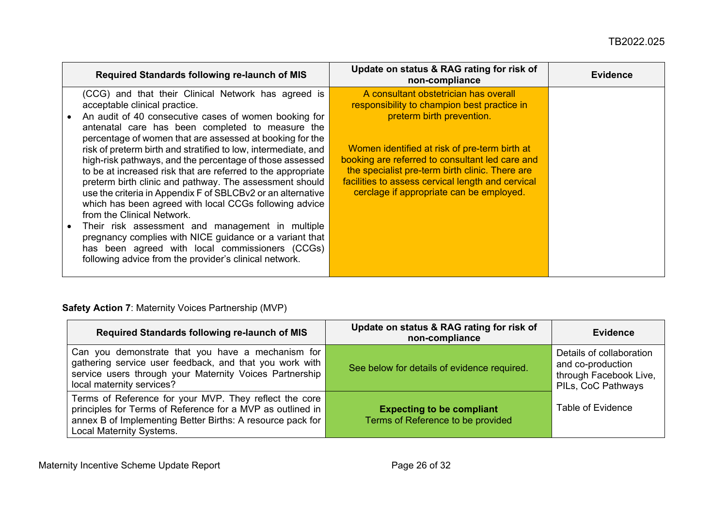| Required Standards following re-launch of MIS | Update on status & RAG rating for risk of non-compliance | Evidence |
|---|---|---|
| (CCG) and that their Clinical Network has agreed is acceptable clinical practice.<br>• An audit of 40 consecutive cases of women booking for antenatal care has been completed to measure the percentage of women that are assessed at booking for the risk of preterm birth and stratified to low, intermediate, and high-risk pathways, and the percentage of those assessed to be at increased risk that are referred to the appropriate preterm birth clinic and pathway. The assessment should use the criteria in Appendix F of SBLCBv2 or an alternative which has been agreed with local CCGs following advice from the Clinical Network.<br>• Their risk assessment and management in multiple pregnancy complies with NICE guidance or a variant that has been agreed with local commissioners (CCGs) following advice from the provider's clinical network. | A consultant obstetrician has overall responsibility to champion best practice in preterm birth prevention.<br><br>Women identified at risk of pre-term birth at booking are referred to consultant led care and the specialist pre-term birth clinic. There are facilities to assess cervical length and cervical cerclage if appropriate can be employed. | |

**Safety Action 7**: Maternity Voices Partnership (MVP)

| Required Standards following re-launch of MIS | Update on status & RAG rating for risk of non-compliance | Evidence |
|---|---|---|
| Can you demonstrate that you have a mechanism for gathering service user feedback, and that you work with service users through your Maternity Voices Partnership local maternity services? | See below for details of evidence required. | Details of collaboration and co-production through Facebook Live, PILs, CoC Pathways |
| Terms of Reference for your MVP. They reflect the core principles for Terms of Reference for a MVP as outlined in annex B of Implementing Better Births: A resource pack for Local Maternity Systems. | **Expecting to be compliant**<br>Terms of Reference to be provided | Table of Evidence |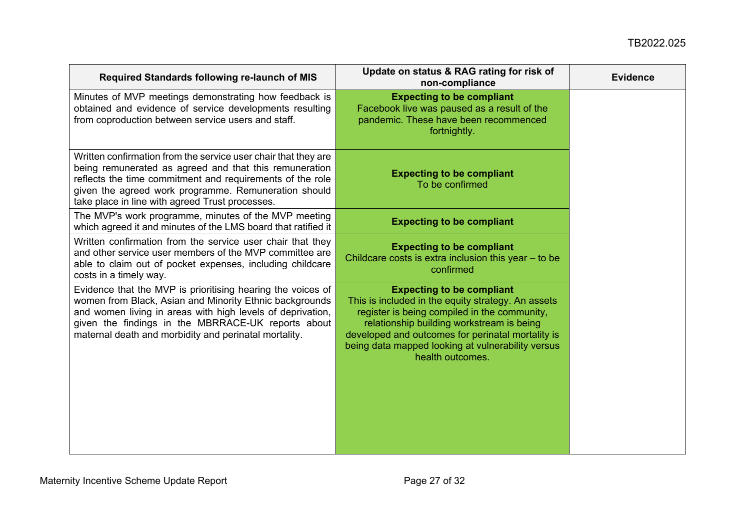| Required Standards following re-launch of MIS | Update on status & RAG rating for risk of non-compliance | Evidence |
|---|---|---|
| Minutes of MVP meetings demonstrating how feedback is obtained and evidence of service developments resulting from coproduction between service users and staff. | **Expecting to be compliant**<br>Facebook live was paused as a result of the pandemic. These have been recommenced fortnightly. | |
| Written confirmation from the service user chair that they are being remunerated as agreed and that this remuneration reflects the time commitment and requirements of the role given the agreed work programme. Remuneration should take place in line with agreed Trust processes. | **Expecting to be compliant**<br>To be confirmed | |
| The MVP's work programme, minutes of the MVP meeting which agreed it and minutes of the LMS board that ratified it | **Expecting to be compliant** | |
| Written confirmation from the service user chair that they and other service user members of the MVP committee are able to claim out of pocket expenses, including childcare costs in a timely way. | **Expecting to be compliant**<br>Childcare costs is extra inclusion this year – to be confirmed | |
| Evidence that the MVP is prioritising hearing the voices of women from Black, Asian and Minority Ethnic backgrounds and women living in areas with high levels of deprivation, given the findings in the MBRRACE-UK reports about maternal death and morbidity and perinatal mortality. | **Expecting to be compliant**<br>This is included in the equity strategy. An assets register is being compiled in the community, relationship building workstream is being developed and outcomes for perinatal mortality is being data mapped looking at vulnerability versus health outcomes. | |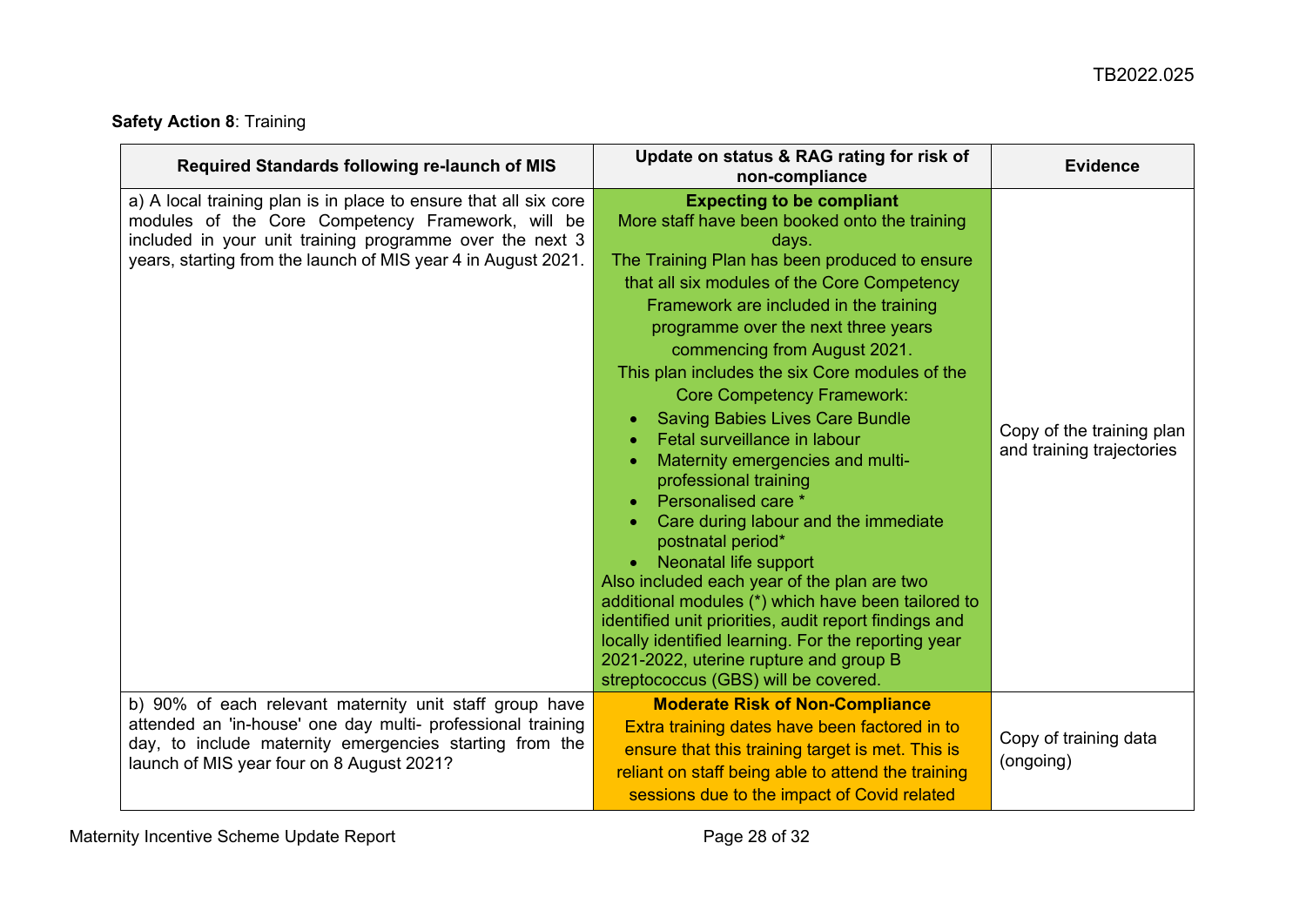**Safety Action 8**: Training

| Required Standards following re-launch of MIS | Update on status & RAG rating for risk of non-compliance | Evidence |
|---|---|---|
| a) A local training plan is in place to ensure that all six core modules of the Core Competency Framework, will be included in your unit training programme over the next 3 years, starting from the launch of MIS year 4 in August 2021. | **Expecting to be compliant**<br>More staff have been booked onto the training days.<br>The Training Plan has been produced to ensure that all six modules of the Core Competency Framework are included in the training programme over the next three years commencing from August 2021.<br>This plan includes the six Core modules of the Core Competency Framework:<br>• Saving Babies Lives Care Bundle<br>• Fetal surveillance in labour<br>• Maternity emergencies and multi-professional training<br>• Personalised care *<br>• Care during labour and the immediate postnatal period*<br>• Neonatal life support<br>Also included each year of the plan are two additional modules (*) which have been tailored to identified unit priorities, audit report findings and locally identified learning. For the reporting year 2021-2022, uterine rupture and group B streptococcus (GBS) will be covered. | Copy of the training plan and training trajectories |
| b) 90% of each relevant maternity unit staff group have attended an 'in-house' one day multi- professional training day, to include maternity emergencies starting from the launch of MIS year four on 8 August 2021? | **Moderate Risk of Non-Compliance**<br>Extra training dates have been factored in to ensure that this training target is met. This is reliant on staff being able to attend the training sessions due to the impact of Covid related | Copy of training data (ongoing) |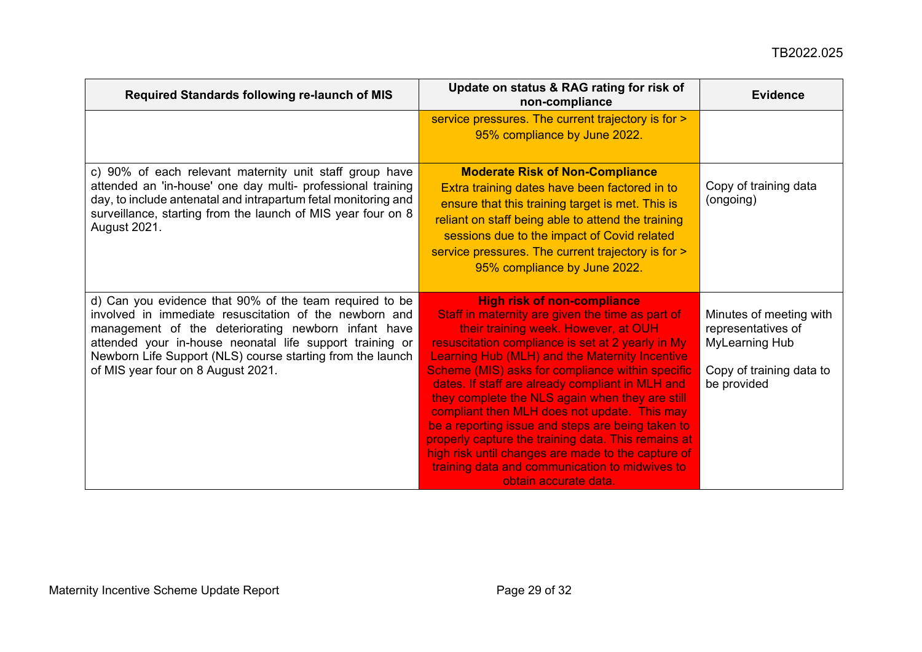| Required Standards following re-launch of MIS | Update on status & RAG rating for risk of non-compliance | Evidence |
|---|---|---|
| | service pressures. The current trajectory is for > 95% compliance by June 2022. | |
| c) 90% of each relevant maternity unit staff group have attended an 'in-house' one day multi- professional training day, to include antenatal and intrapartum fetal monitoring and surveillance, starting from the launch of MIS year four on 8 August 2021. | **Moderate Risk of Non-Compliance** Extra training dates have been factored in to ensure that this training target is met. This is reliant on staff being able to attend the training sessions due to the impact of Covid related service pressures. The current trajectory is for > 95% compliance by June 2022. | Copy of training data (ongoing) |
| d) Can you evidence that 90% of the team required to be involved in immediate resuscitation of the newborn and management of the deteriorating newborn infant have attended your in-house neonatal life support training or Newborn Life Support (NLS) course starting from the launch of MIS year four on 8 August 2021. | **High risk of non-compliance** Staff in maternity are given the time as part of their training week. However, at OUH resuscitation compliance is set at 2 yearly in My Learning Hub (MLH) and the Maternity Incentive Scheme (MIS) asks for compliance within specific dates. If staff are already compliant in MLH and they complete the NLS again when they are still compliant then MLH does not update. This may be a reporting issue and steps are being taken to properly capture the training data. This remains at high risk until changes are made to the capture of training data and communication to midwives to obtain accurate data. | Minutes of meeting with representatives of MyLearning Hub<br><br>Copy of training data to be provided |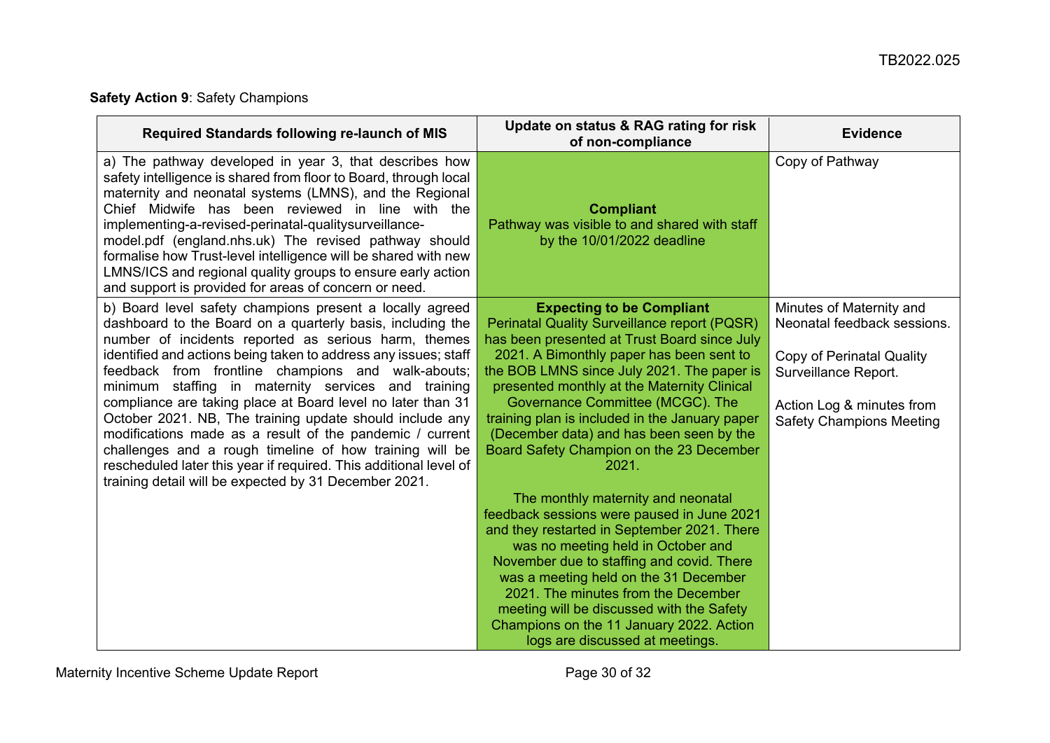**Safety Action 9**: Safety Champions

| Required Standards following re-launch of MIS | Update on status & RAG rating for risk of non-compliance | Evidence |
|---|---|---|
| a) The pathway developed in year 3, that describes how safety intelligence is shared from floor to Board, through local maternity and neonatal systems (LMNS), and the Regional Chief Midwife has been reviewed in line with the implementing-a-revised-perinatal-qualitysurveillance-model.pdf (england.nhs.uk) The revised pathway should formalise how Trust-level intelligence will be shared with new LMNS/ICS and regional quality groups to ensure early action and support is provided for areas of concern or need. | **Compliant**<br>Pathway was visible to and shared with staff by the 10/01/2022 deadline | Copy of Pathway |
| b) Board level safety champions present a locally agreed dashboard to the Board on a quarterly basis, including the number of incidents reported as serious harm, themes identified and actions being taken to address any issues; staff feedback from frontline champions and walk-abouts; minimum staffing in maternity services and training compliance are taking place at Board level no later than 31 October 2021. NB, The training update should include any modifications made as a result of the pandemic / current challenges and a rough timeline of how training will be rescheduled later this year if required. This additional level of training detail will be expected by 31 December 2021. | **Expecting to be Compliant**<br>Perinatal Quality Surveillance report (PQSR) has been presented at Trust Board since July 2021. A Bimonthly paper has been sent to the BOB LMNS since July 2021. The paper is presented monthly at the Maternity Clinical Governance Committee (MCGC). The training plan is included in the January paper (December data) and has been seen by the Board Safety Champion on the 23 December 2021.<br><br>The monthly maternity and neonatal feedback sessions were paused in June 2021 and they restarted in September 2021. There was no meeting held in October and November due to staffing and covid. There was a meeting held on the 31 December 2021. The minutes from the December meeting will be discussed with the Safety Champions on the 11 January 2022. Action logs are discussed at meetings. | Minutes of Maternity and Neonatal feedback sessions.<br><br>Copy of Perinatal Quality Surveillance Report.<br><br>Action Log & minutes from Safety Champions Meeting |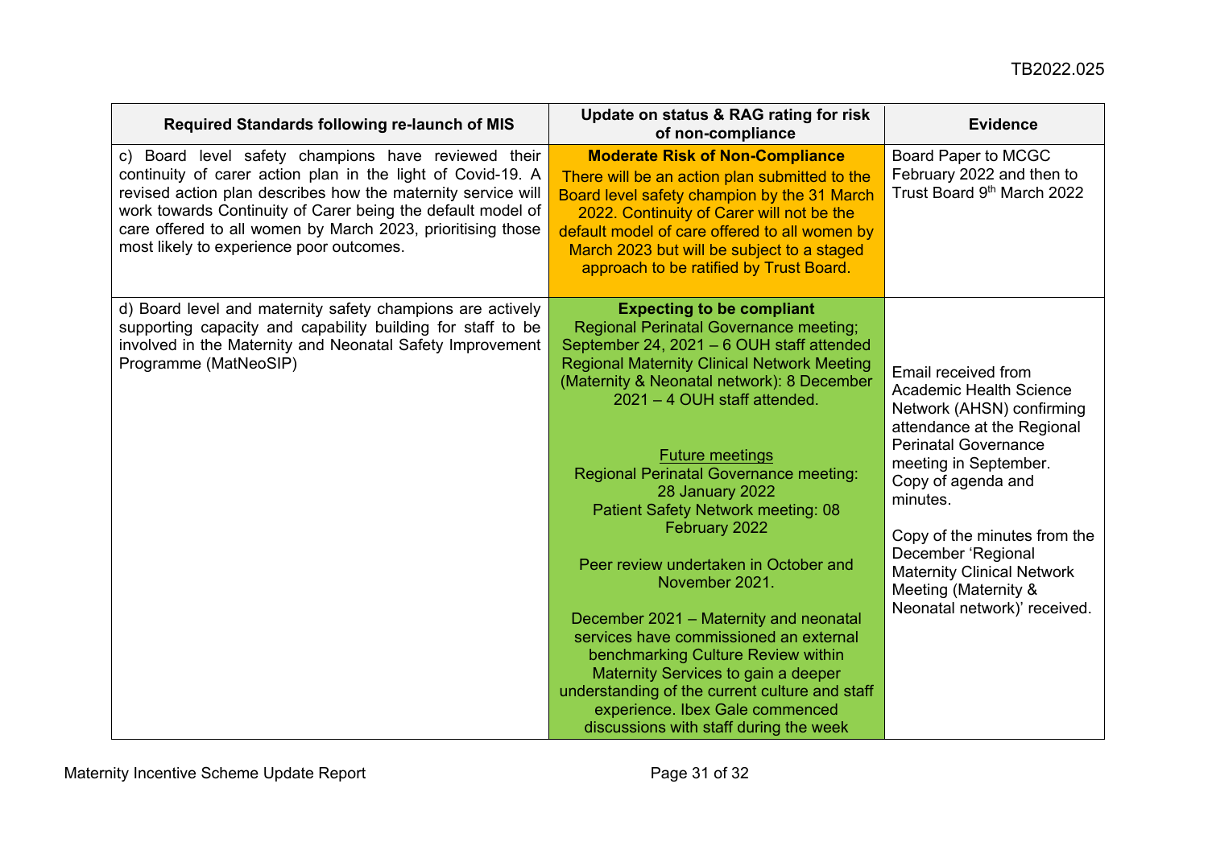| Required Standards following re-launch of MIS | Update on status & RAG rating for risk of non-compliance | Evidence |
|---|---|---|
| c) Board level safety champions have reviewed their continuity of carer action plan in the light of Covid-19. A revised action plan describes how the maternity service will work towards Continuity of Carer being the default model of care offered to all women by March 2023, prioritising those most likely to experience poor outcomes. | **Moderate Risk of Non-Compliance**<br>There will be an action plan submitted to the Board level safety champion by the 31 March 2022. Continuity of Carer will not be the default model of care offered to all women by March 2023 but will be subject to a staged approach to be ratified by Trust Board. | Board Paper to MCGC February 2022 and then to Trust Board 9th March 2022 |
| d) Board level and maternity safety champions are actively supporting capacity and capability building for staff to be involved in the Maternity and Neonatal Safety Improvement Programme (MatNeoSIP) | **Expecting to be compliant**<br>Regional Perinatal Governance meeting; September 24, 2021 – 6 OUH staff attended Regional Maternity Clinical Network Meeting (Maternity & Neonatal network): 8 December 2021 – 4 OUH staff attended.<br><br>Future meetings<br>Regional Perinatal Governance meeting: 28 January 2022<br>Patient Safety Network meeting: 08 February 2022<br><br>Peer review undertaken in October and November 2021.<br><br>December 2021 – Maternity and neonatal services have commissioned an external benchmarking Culture Review within Maternity Services to gain a deeper understanding of the current culture and staff experience. Ibex Gale commenced discussions with staff during the week | Email received from Academic Health Science Network (AHSN) confirming attendance at the Regional Perinatal Governance meeting in September. Copy of agenda and minutes.<br><br>Copy of the minutes from the December 'Regional Maternity Clinical Network Meeting (Maternity & Neonatal network)' received. |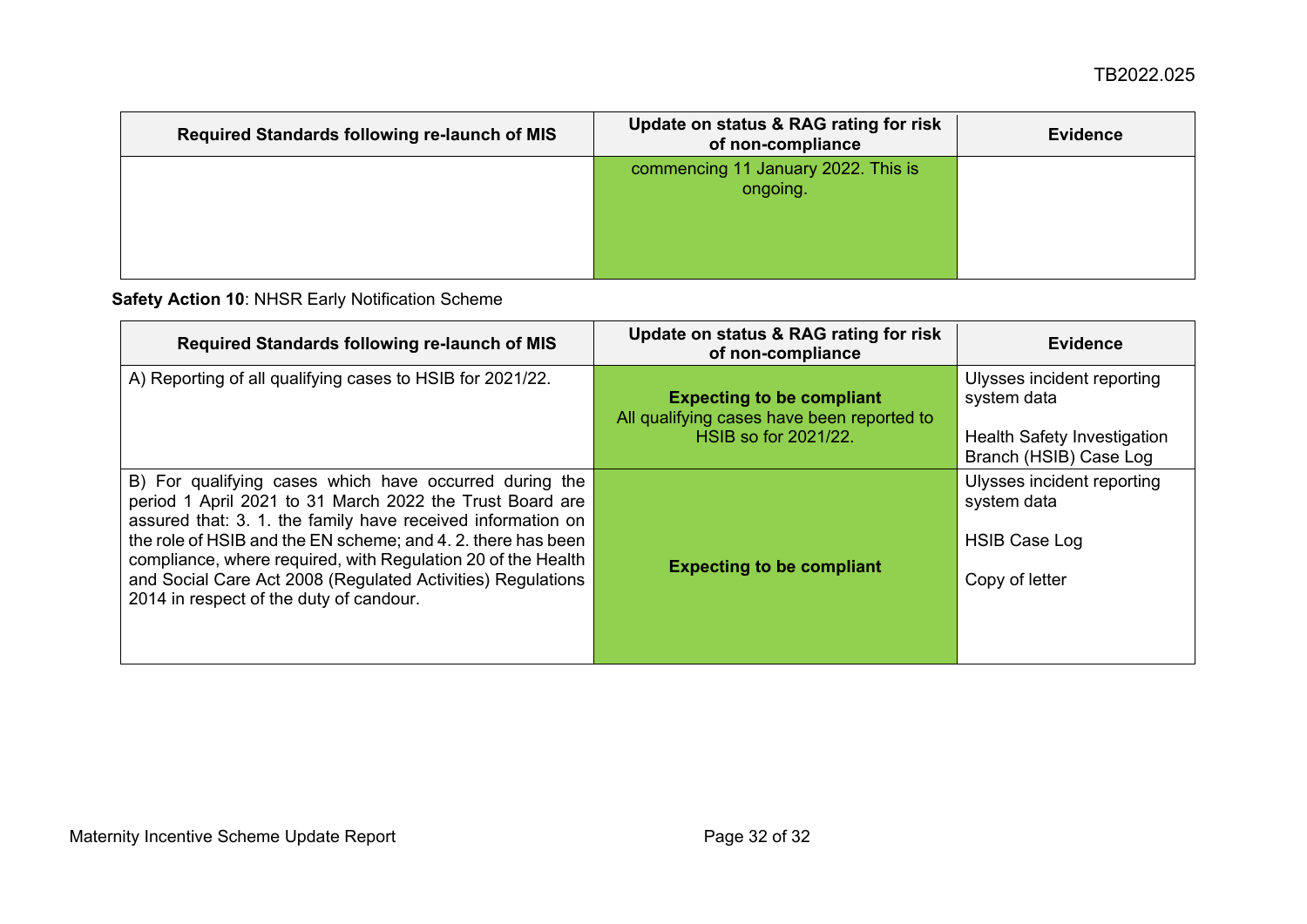| Required Standards following re-launch of MIS | Update on status & RAG rating for risk of non-compliance | Evidence |
|---|---|---|
| | commencing 11 January 2022. This is ongoing. | |

**Safety Action 10**: NHSR Early Notification Scheme

| Required Standards following re-launch of MIS | Update on status & RAG rating for risk of non-compliance | Evidence |
|---|---|---|
| A) Reporting of all qualifying cases to HSIB for 2021/22. | **Expecting to be compliant** All qualifying cases have been reported to HSIB so for 2021/22. | Ulysses incident reporting system data<br><br>Health Safety Investigation Branch (HSIB) Case Log |
| B) For qualifying cases which have occurred during the period 1 April 2021 to 31 March 2022 the Trust Board are assured that: 3. 1. the family have received information on the role of HSIB and the EN scheme; and 4. 2. there has been compliance, where required, with Regulation 20 of the Health and Social Care Act 2008 (Regulated Activities) Regulations 2014 in respect of the duty of candour. | **Expecting to be compliant** | Ulysses incident reporting system data<br><br>HSIB Case Log<br><br>Copy of letter |